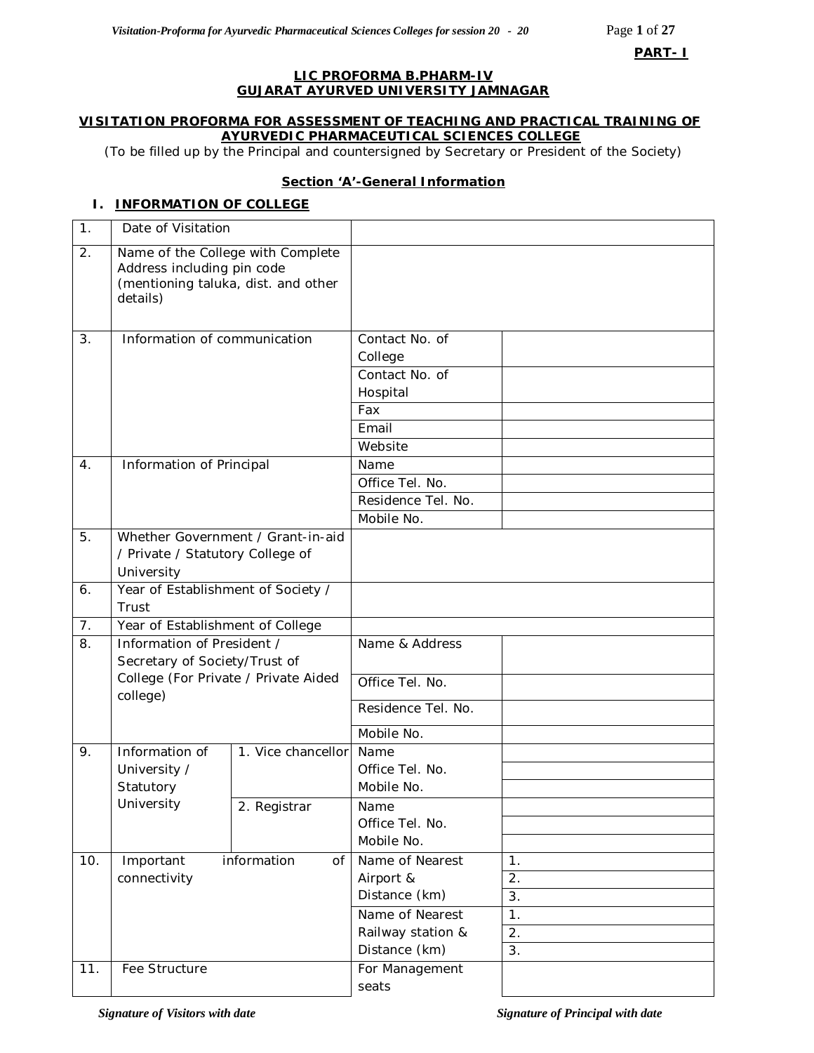**PART- I**

**LIC PROFORMA B.PHARM-IV**
**GUJARAT AYURVED UNIVERSITY JAMNAGAR**

**VISITATION PROFORMA FOR ASSESSMENT OF TEACHING AND PRACTICAL TRAINING OF AYURVEDIC PHARMACEUTICAL SCIENCES COLLEGE**

(To be filled up by the Principal and countersigned by Secretary or President of the Society)

**Section 'A'-General Information**

**I. INFORMATION OF COLLEGE**

| | | | | |
|---|---|---|---|---|
| 1. | Date of Visitation | | | |
| 2. | Name of the College with Complete Address including pin code (mentioning taluka, dist. and other details) | | | |
| 3. | Information of communication | | Contact No. of College | |
| | | | Contact No. of Hospital | |
| | | | Fax | |
| | | | Email | |
| | | | Website | |
| 4. | Information of Principal | | Name | |
| | | | Office Tel. No. | |
| | | | Residence Tel. No. | |
| | | | Mobile No. | |
| 5. | Whether Government / Grant-in-aid / Private / Statutory College of University | | | |
| 6. | Year of Establishment of Society / Trust | | | |
| 7. | Year of Establishment of College | | | |
| 8. | Information of President / Secretary of Society/Trust of College (For Private / Private Aided college) | | Name & Address | |
| | | | Office Tel. No. | |
| | | | Residence Tel. No. | |
| | | | Mobile No. | |
| 9. | Information of University / Statutory University | 1. Vice chancellor | Name | |
| | | | Office Tel. No. | |
| | | | Mobile No. | |
| | | 2. Registrar | Name | |
| | | | Office Tel. No. | |
| | | | Mobile No. | |
| 10. | Important information of connectivity | | Name of Nearest Airport & Distance (km) | 1. |
| | | | | 2. |
| | | | | 3. |
| | | | Name of Nearest Railway station & Distance (km) | 1. |
| | | | | 2. |
| | | | | 3. |
| 11. | Fee Structure | | For Management seats | |

*Signature of Visitors with date* *Signature of Principal with date*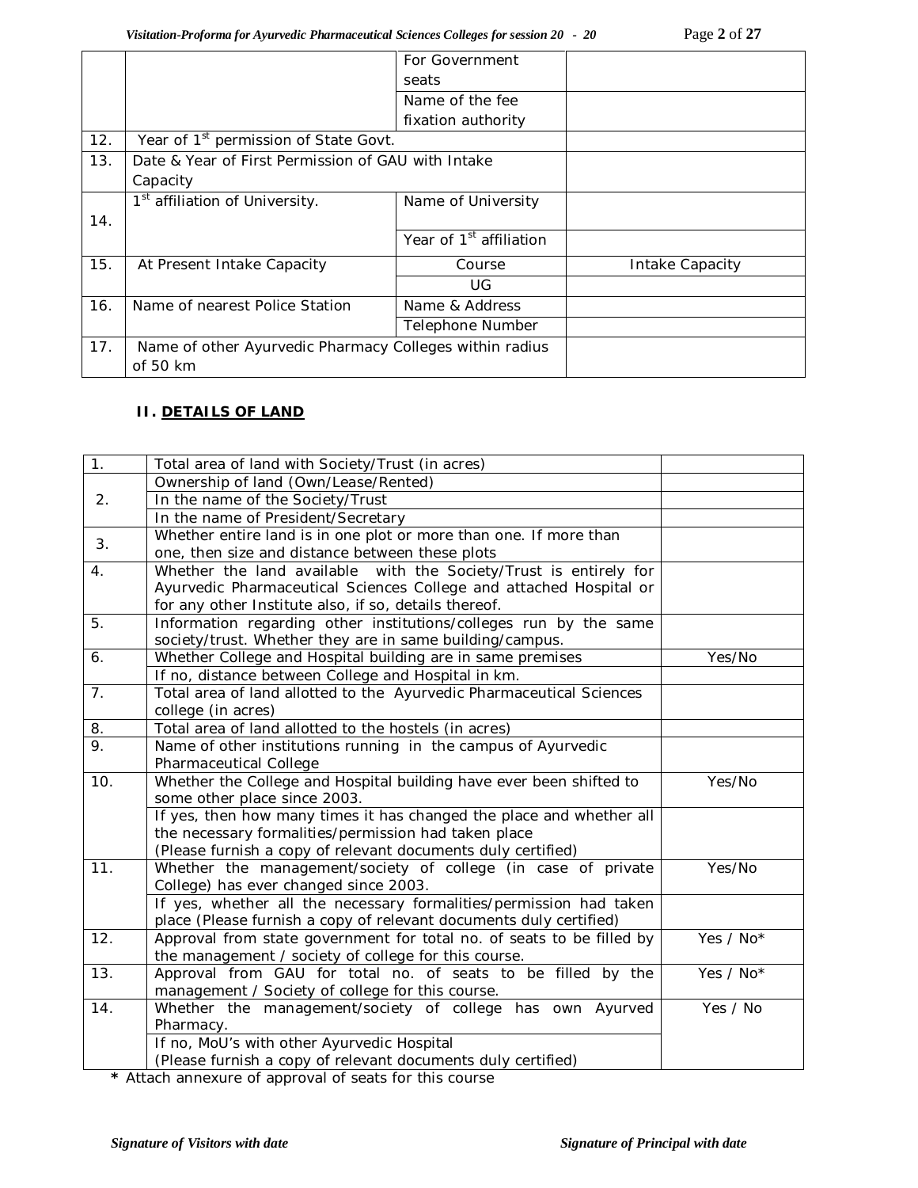| | | | |
|---|---|---|---|
| | | For Government seats | |
| | | Name of the fee fixation authority | |
| 12. | Year of 1st permission of State Govt. | | |
| 13. | Date & Year of First Permission of GAU with Intake Capacity | | |
| 14. | 1st affiliation of University. | Name of University | |
| | | Year of 1st affiliation | |
| 15. | At Present Intake Capacity | Course | Intake Capacity |
| | | UG | |
| 16. | Name of nearest Police Station | Name & Address | |
| | | Telephone Number | |
| 17. | Name of other Ayurvedic Pharmacy Colleges within radius of 50 km | | |

## II. DETAILS OF LAND

| | | |
|---|---|---|
| 1. | Total area of land with Society/Trust (in acres) | |
| 2. | Ownership of land (Own/Lease/Rented) | |
| | In the name of the Society/Trust | |
| | In the name of President/Secretary | |
| 3. | Whether entire land is in one plot or more than one. If more than one, then size and distance between these plots | |
| 4. | Whether the land available with the Society/Trust is entirely for Ayurvedic Pharmaceutical Sciences College and attached Hospital or for any other Institute also, if so, details thereof. | |
| 5. | Information regarding other institutions/colleges run by the same society/trust. Whether they are in same building/campus. | |
| 6. | Whether College and Hospital building are in same premises | Yes/No |
| | If no, distance between College and Hospital in km. | |
| 7. | Total area of land allotted to the Ayurvedic Pharmaceutical Sciences college (in acres) | |
| 8. | Total area of land allotted to the hostels (in acres) | |
| 9. | Name of other institutions running in the campus of Ayurvedic Pharmaceutical College | |
| 10. | Whether the College and Hospital building have ever been shifted to some other place since 2003. | Yes/No |
| | If yes, then how many times it has changed the place and whether all the necessary formalities/permission had taken place (Please furnish a copy of relevant documents duly certified) | |
| 11. | Whether the management/society of college (in case of private College) has ever changed since 2003. | Yes/No |
| | If yes, whether all the necessary formalities/permission had taken place (Please furnish a copy of relevant documents duly certified) | |
| 12. | Approval from state government for total no. of seats to be filled by the management / society of college for this course. | Yes / No* |
| 13. | Approval from GAU for total no. of seats to be filled by the management / Society of college for this course. | Yes / No* |
| 14. | Whether the management/society of college has own Ayurved Pharmacy. | Yes / No |
| | If no, MoU's with other Ayurvedic Hospital (Please furnish a copy of relevant documents duly certified) | |

**\*** Attach annexure of approval of seats for this course

*Signature of Visitors with date* *Signature of Principal with date*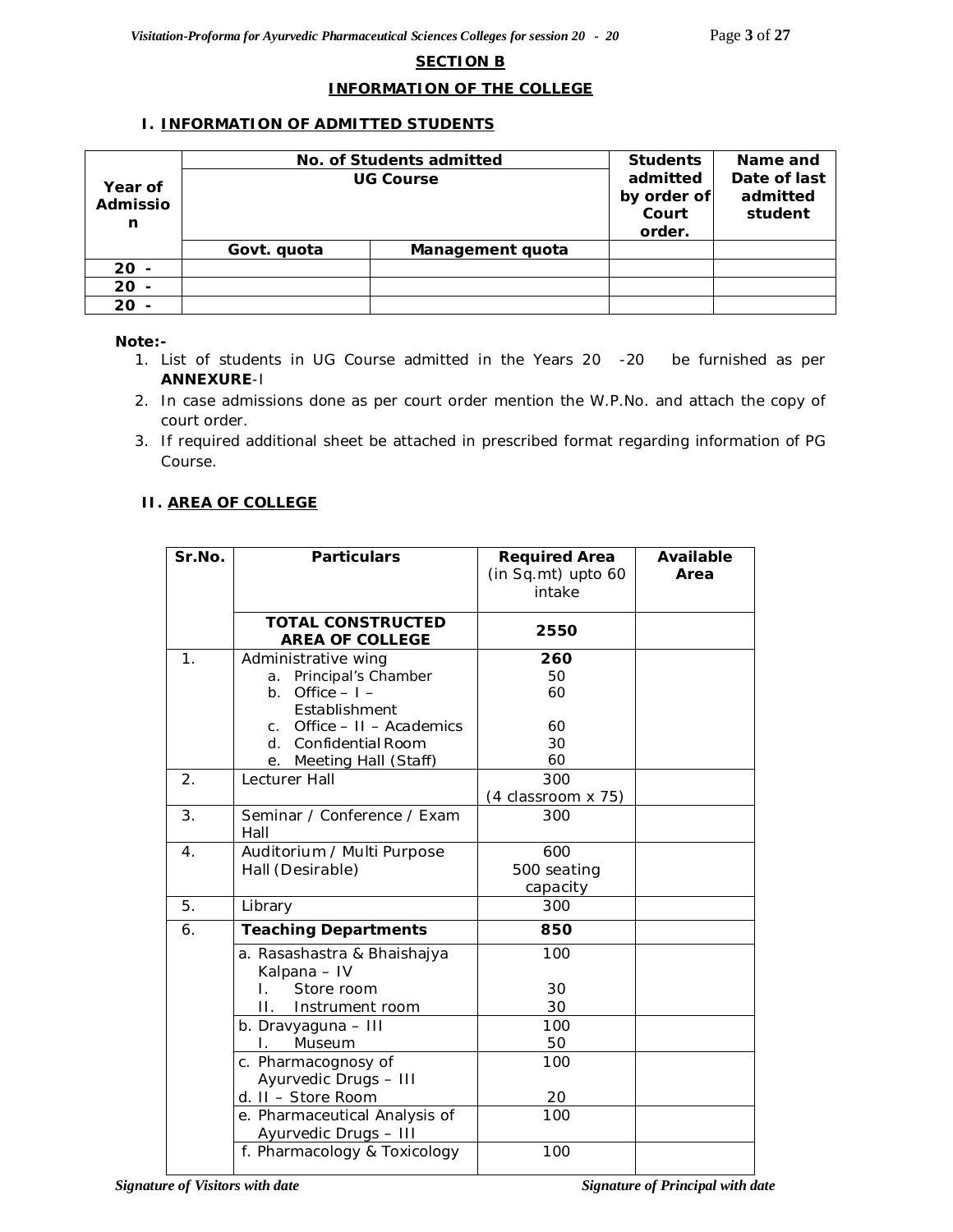## SECTION B

## INFORMATION OF THE COLLEGE

### I. INFORMATION OF ADMITTED STUDENTS

| Year of Admission | No. of Students admitted UG Course | | Students admitted by order of Court order. | Name and Date of last admitted student |
|---|---|---|---|---|
| | Govt. quota | Management quota | | |
| 20 - | | | | |
| 20 - | | | | |
| 20 - | | | | |

**Note:-**

1. List of students in UG Course admitted in the Years 20 -20 be furnished as per **ANNEXURE**-I
2. In case admissions done as per court order mention the W.P.No. and attach the copy of court order.
3. If required additional sheet be attached in prescribed format regarding information of PG Course.

### II. AREA OF COLLEGE

| Sr.No. | Particulars | Required Area (in Sq.mt) upto 60 intake | Available Area |
|---|---|---|---|
| | **TOTAL CONSTRUCTED AREA OF COLLEGE** | **2550** | |
| 1. | Administrative wing<br>a. Principal's Chamber<br>b. Office – I – Establishment<br>c. Office – II – Academics<br>d. Confidential Room<br>e. Meeting Hall (Staff) | **260**<br>50<br>60<br><br>60<br>30<br>60 | |
| 2. | Lecturer Hall | 300<br>(4 classroom x 75) | |
| 3. | Seminar / Conference / Exam Hall | 300 | |
| 4. | Auditorium / Multi Purpose Hall (Desirable) | 600<br>500 seating capacity | |
| 5. | Library | 300 | |
| 6. | **Teaching Departments** | **850** | |
| | a. Rasashastra & Bhaishajya Kalpana – IV<br>I. Store room<br>II. Instrument room | 100<br><br>30<br>30 | |
| | b. Dravyaguna – III<br>I. Museum | 100<br>50 | |
| | c. Pharmacognosy of Ayurvedic Drugs – III<br>d. II – Store Room | 100<br><br>20 | |
| | e. Pharmaceutical Analysis of Ayurvedic Drugs – III | 100 | |
| | f. Pharmacology & Toxicology | 100 | |

*Signature of Visitors with date* *Signature of Principal with date*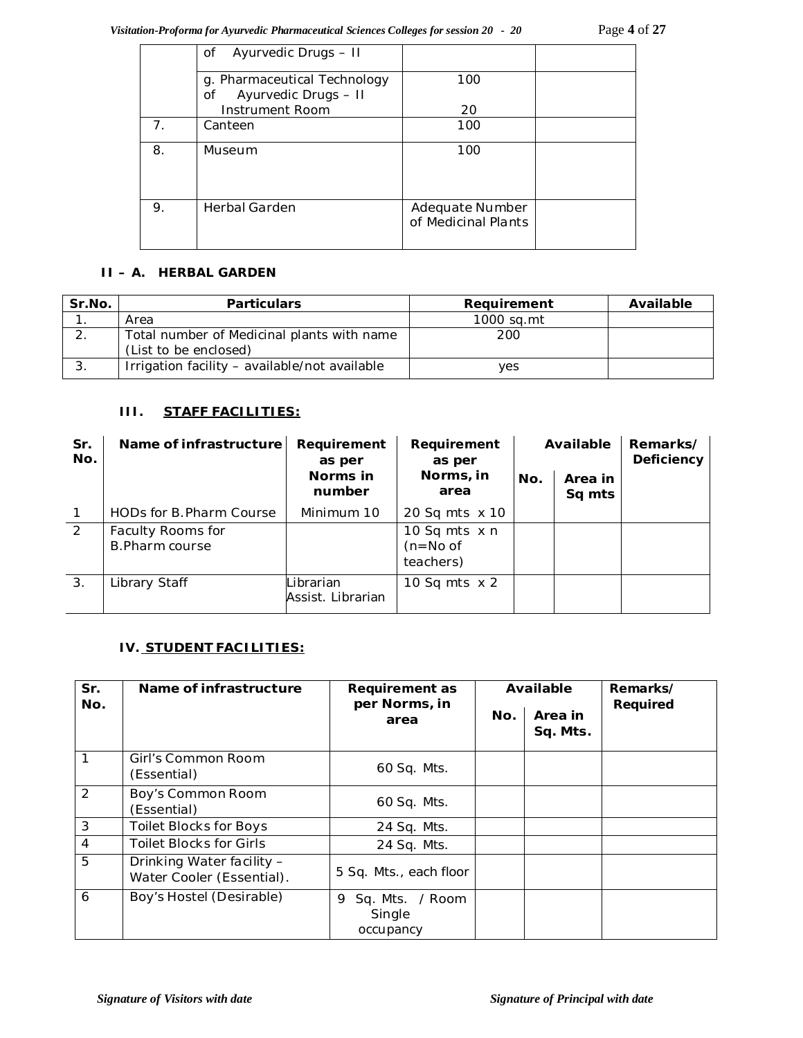|  | of Ayurvedic Drugs – II |  |  |
|---|---|---|---|
|  | g. Pharmaceutical Technology of Ayurvedic Drugs – II<br>Instrument Room | 100<br><br>20 |  |
| 7. | Canteen | 100 |  |
| 8. | Museum | 100 |  |
| 9. | Herbal Garden | Adequate Number of Medicinal Plants |  |

### II – A. HERBAL GARDEN

| Sr.No. | Particulars | Requirement | Available |
|---|---|---|---|
| 1. | Area | 1000 sq.mt |  |
| 2. | Total number of Medicinal plants with name (List to be enclosed) | 200 |  |
| 3. | Irrigation facility – available/not available | yes |  |

### III. STAFF FACILITIES:

| Sr. No. | Name of infrastructure | Requirement as per Norms in number | Requirement as per Norms, in area | Available |  | Remarks/ Deficiency |
|---|---|---|---|---|---|---|
|  |  |  |  | No. | Area in Sq mts |  |
| 1 | HODs for B.Pharm Course | Minimum 10 | 20 Sq mts x 10 |  |  |  |
| 2 | Faculty Rooms for B.Pharm course |  | 10 Sq mts x n (n=No of teachers) |  |  |  |
| 3. | Library Staff | Librarian<br>Assist. Librarian | 10 Sq mts x 2 |  |  |  |

### IV. STUDENT FACILITIES:

| Sr. No. | Name of infrastructure | Requirement as per Norms, in area | Available |  | Remarks/ Required |
|---|---|---|---|---|---|
|  |  |  | No. | Area in Sq. Mts. |  |
| 1 | Girl's Common Room (Essential) | 60 Sq. Mts. |  |  |  |
| 2 | Boy's Common Room (Essential) | 60 Sq. Mts. |  |  |  |
| 3 | Toilet Blocks for Boys | 24 Sq. Mts. |  |  |  |
| 4 | Toilet Blocks for Girls | 24 Sq. Mts. |  |  |  |
| 5 | Drinking Water facility – Water Cooler (Essential). | 5 Sq. Mts., each floor |  |  |  |
| 6 | Boy's Hostel (Desirable) | 9 Sq. Mts. / Room Single occupancy |  |  |  |

*Signature of Visitors with date* *Signature of Principal with date*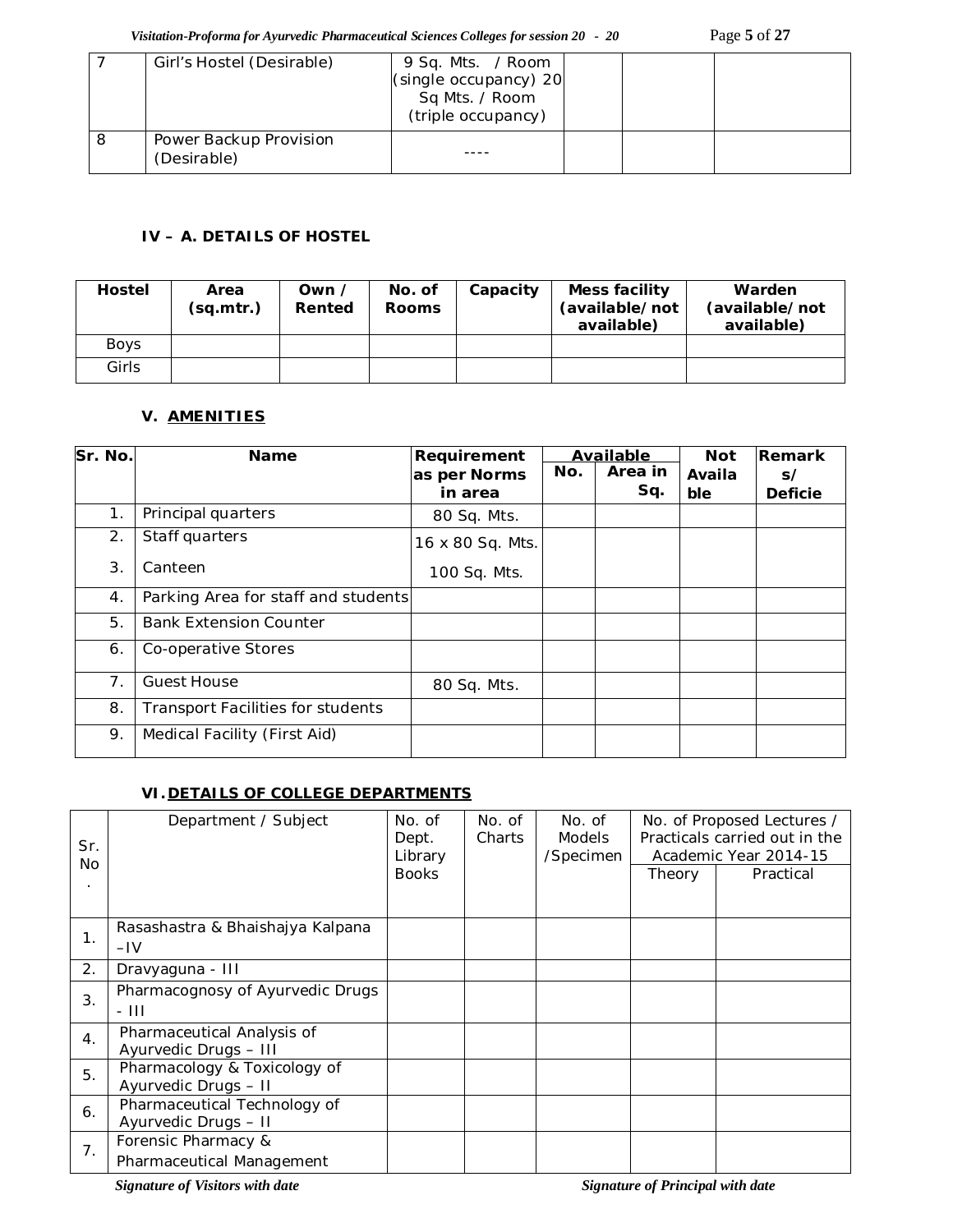| 7 | Girl's Hostel (Desirable) | 9 Sq. Mts. / Room (single occupancy) 20 Sq Mts. / Room (triple occupancy) | | | |
|---|---|---|---|---|---|
| 8 | Power Backup Provision (Desirable) | ---- | | | |

### IV – A. DETAILS OF HOSTEL

| Hostel | Area (sq.mtr.) | Own / Rented | No. of Rooms | Capacity | Mess facility (available/not available) | Warden (available/not available) |
|---|---|---|---|---|---|---|
| Boys | | | | | | |
| Girls | | | | | | |

### V. AMENITIES

| Sr. No. | Name | Requirement as per Norms in area | Available | | Not Available | Remarks/ Deficie |
|---|---|---|---|---|---|---|
| | | | No. | Area in Sq. | | |
| 1. | Principal quarters | 80 Sq. Mts. | | | | |
| 2. | Staff quarters | 16 x 80 Sq. Mts. | | | | |
| 3. | Canteen | 100 Sq. Mts. | | | | |
| 4. | Parking Area for staff and students | | | | | |
| 5. | Bank Extension Counter | | | | | |
| 6. | Co-operative Stores | | | | | |
| 7. | Guest House | 80 Sq. Mts. | | | | |
| 8. | Transport Facilities for students | | | | | |
| 9. | Medical Facility (First Aid) | | | | | |

### VI. DETAILS OF COLLEGE DEPARTMENTS

| Sr. No. | Department / Subject | No. of Dept. Library Books | No. of Charts | No. of Models /Specimen | No. of Proposed Lectures / Practicals carried out in the Academic Year 2014-15 | |
|---|---|---|---|---|---|---|
| | | | | | Theory | Practical |
| 1. | Rasashastra & Bhaishajya Kalpana –IV | | | | | |
| 2. | Dravyaguna - III | | | | | |
| 3. | Pharmacognosy of Ayurvedic Drugs - III | | | | | |
| 4. | Pharmaceutical Analysis of Ayurvedic Drugs – III | | | | | |
| 5. | Pharmacology & Toxicology of Ayurvedic Drugs – II | | | | | |
| 6. | Pharmaceutical Technology of Ayurvedic Drugs – II | | | | | |
| 7. | Forensic Pharmacy & Pharmaceutical Management | | | | | |

*Signature of Visitors with date* *Signature of Principal with date*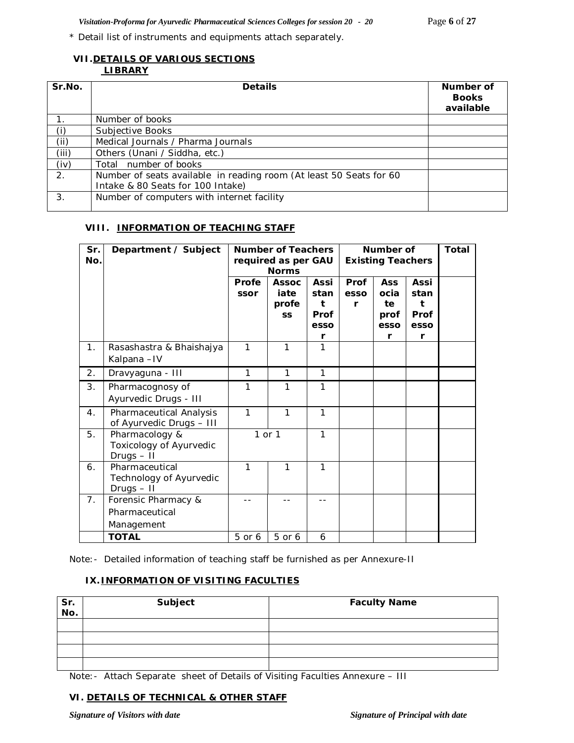\* Detail list of instruments and equipments attach separately.

### VII. DETAILS OF VARIOUS SECTIONS

#### LIBRARY

| Sr.No. | Details | Number of Books available |
|---|---|---|
| 1. | Number of books | |
| (i) | Subjective Books | |
| (ii) | Medical Journals / Pharma Journals | |
| (iii) | Others (Unani / Siddha, etc.) | |
| (iv) | Total number of books | |
| 2. | Number of seats available in reading room (At least 50 Seats for 60 Intake & 80 Seats for 100 Intake) | |
| 3. | Number of computers with internet facility | |

### VIII. INFORMATION OF TEACHING STAFF

| Sr. No. | Department / Subject | Number of Teachers required as per GAU Norms | | | Number of Existing Teachers | | | Total |
|---|---|---|---|---|---|---|---|---|
| | | Professor | Associate professor | Assistant Professor | Professor | Associate professor | Assistant Professor | |
| 1. | Rasashastra & Bhaishajya Kalpana –IV | 1 | 1 | 1 | | | | |
| 2. | Dravyaguna - III | 1 | 1 | 1 | | | | |
| 3. | Pharmacognosy of Ayurvedic Drugs - III | 1 | 1 | 1 | | | | |
| 4. | Pharmaceutical Analysis of Ayurvedic Drugs – III | 1 | 1 | 1 | | | | |
| 5. | Pharmacology & Toxicology of Ayurvedic Drugs – II | 1 or 1 | | 1 | | | | |
| 6. | Pharmaceutical Technology of Ayurvedic Drugs – II | 1 | 1 | 1 | | | | |
| 7. | Forensic Pharmacy & Pharmaceutical Management | -- | -- | -- | | | | |
| | **TOTAL** | 5 or 6 | 5 or 6 | 6 | | | | |

Note:- Detailed information of teaching staff be furnished as per Annexure-II

### IX. INFORMATION OF VISITING FACULTIES

| Sr. No. | Subject | Faculty Name |
|---|---|---|
| | | |
| | | |
| | | |
| | | |

Note:- Attach Separate sheet of Details of Visiting Faculties Annexure – III

### VI. DETAILS OF TECHNICAL & OTHER STAFF

*Signature of Visitors with date* *Signature of Principal with date*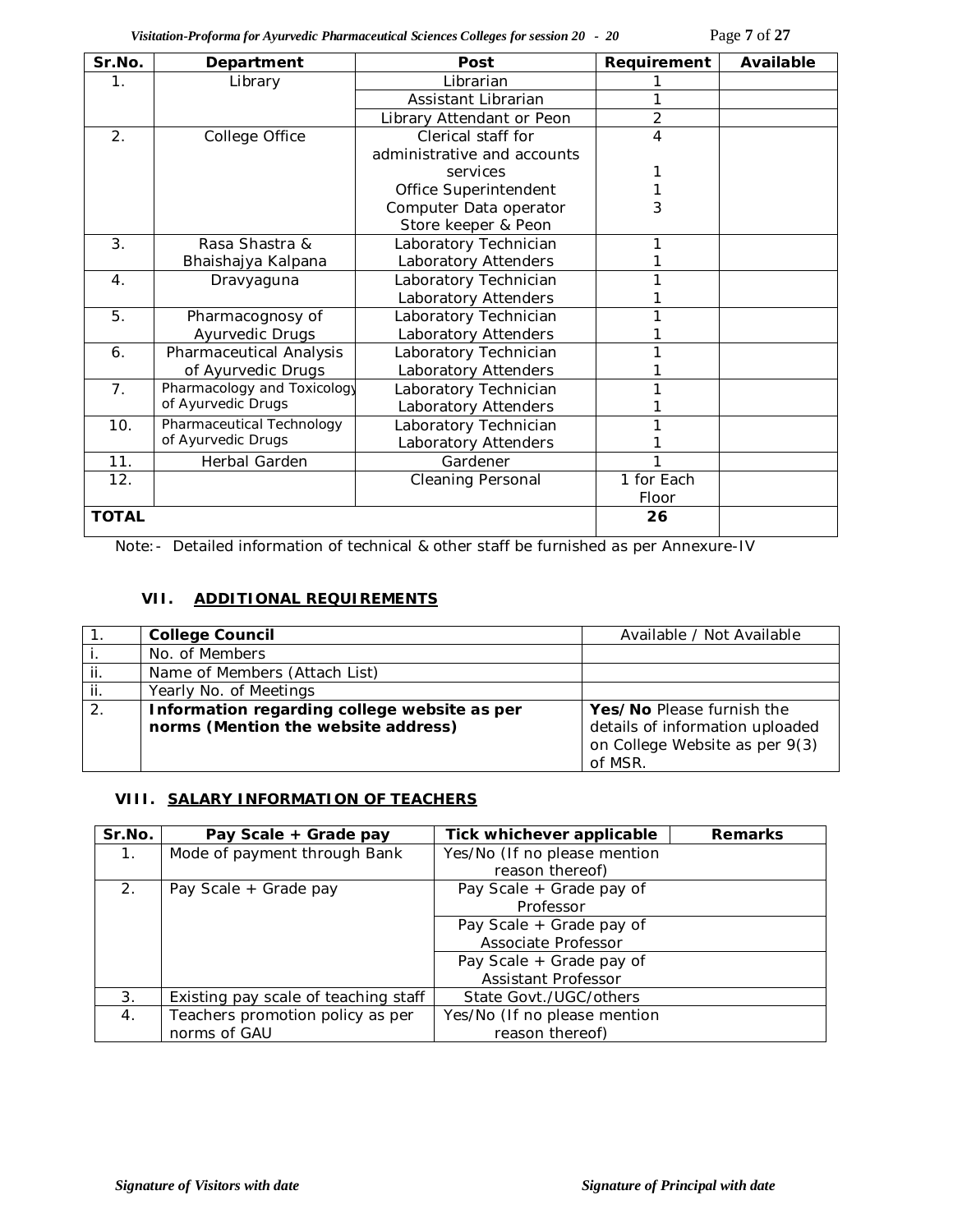| Sr.No. | Department | Post | Requirement | Available |
|---|---|---|---|---|
| 1. | Library | Librarian | 1 | |
| | | Assistant Librarian | 1 | |
| | | Library Attendant or Peon | 2 | |
| 2. | College Office | Clerical staff for administrative and accounts services | 4 | |
| | | Office Superintendent | 1 | |
| | | Computer Data operator | 1 | |
| | | Store keeper & Peon | 3 | |
| 3. | Rasa Shastra & Bhaishajya Kalpana | Laboratory Technician | 1 | |
| | | Laboratory Attenders | 1 | |
| 4. | Dravyaguna | Laboratory Technician | 1 | |
| | | Laboratory Attenders | 1 | |
| 5. | Pharmacognosy of Ayurvedic Drugs | Laboratory Technician | 1 | |
| | | Laboratory Attenders | 1 | |
| 6. | Pharmaceutical Analysis of Ayurvedic Drugs | Laboratory Technician | 1 | |
| | | Laboratory Attenders | 1 | |
| 7. | Pharmacology and Toxicology of Ayurvedic Drugs | Laboratory Technician | 1 | |
| | | Laboratory Attenders | 1 | |
| 10. | Pharmaceutical Technology of Ayurvedic Drugs | Laboratory Technician | 1 | |
| | | Laboratory Attenders | 1 | |
| 11. | Herbal Garden | Gardener | 1 | |
| 12. | | Cleaning Personal | 1 for Each Floor | |
| **TOTAL** | | | **26** | |

Note:- Detailed information of technical & other staff be furnished as per Annexure-IV

### VII. ADDITIONAL REQUIREMENTS

| | | |
|---|---|---|
| 1. | **College Council** | Available / Not Available |
| i. | No. of Members | |
| ii. | Name of Members (Attach List) | |
| ii. | Yearly No. of Meetings | |
| 2. | **Information regarding college website as per norms (Mention the website address)** | **Yes/No** Please furnish the details of information uploaded on College Website as per 9(3) of MSR. |

### VIII. SALARY INFORMATION OF TEACHERS

| Sr.No. | Pay Scale + Grade pay | Tick whichever applicable | Remarks |
|---|---|---|---|
| 1. | Mode of payment through Bank | Yes/No (If no please mention reason thereof) | |
| 2. | Pay Scale + Grade pay | Pay Scale + Grade pay of Professor | |
| | | Pay Scale + Grade pay of Associate Professor | |
| | | Pay Scale + Grade pay of Assistant Professor | |
| 3. | Existing pay scale of teaching staff | State Govt./UGC/others | |
| 4. | Teachers promotion policy as per norms of GAU | Yes/No (If no please mention reason thereof) | |

*Signature of Visitors with date* *Signature of Principal with date*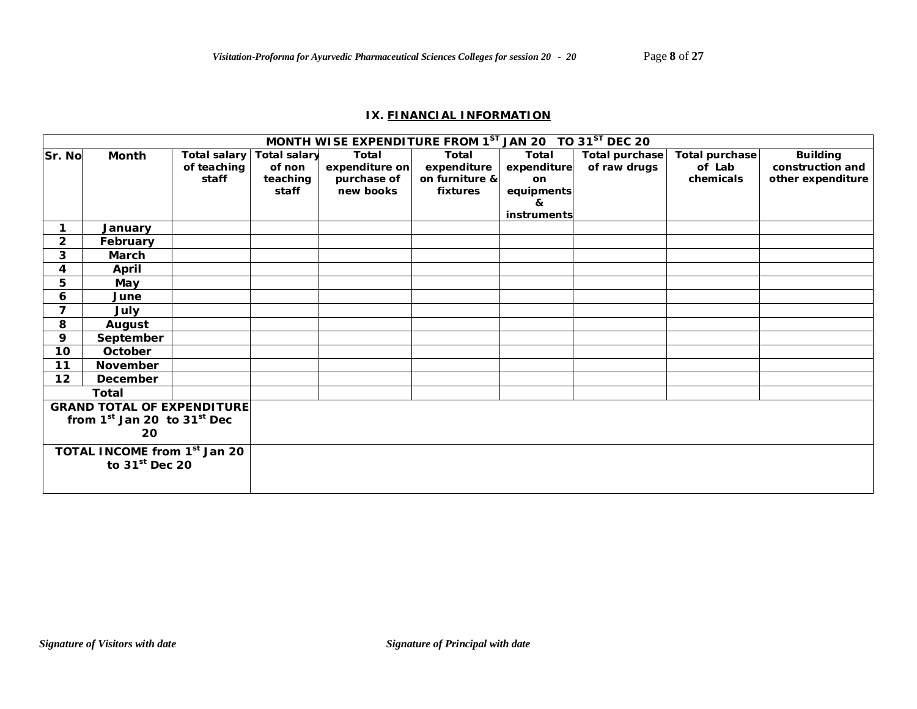## IX. FINANCIAL INFORMATION

| MONTH WISE EXPENDITURE FROM 1ST JAN 20 TO 31ST DEC 20 | | | | | | | | | |
|---|---|---|---|---|---|---|---|---|---|
| Sr. No | Month | Total salary of teaching staff | Total salary of non teaching staff | Total expenditure on purchase of new books | Total expenditure on furniture & fixtures | Total expenditure on equipments & instruments | Total purchase of raw drugs | Total purchase of Lab chemicals | Building construction and other expenditure |
| 1 | January | | | | | | | | |
| 2 | February | | | | | | | | |
| 3 | March | | | | | | | | |
| 4 | April | | | | | | | | |
| 5 | May | | | | | | | | |
| 6 | June | | | | | | | | |
| 7 | July | | | | | | | | |
| 8 | August | | | | | | | | |
| 9 | September | | | | | | | | |
| 10 | October | | | | | | | | |
| 11 | November | | | | | | | | |
| 12 | December | | | | | | | | |
| Total | | | | | | | | | |
| GRAND TOTAL OF EXPENDITURE from 1st Jan 20 to 31st Dec 20 | | | | | | | | | |
| TOTAL INCOME from 1st Jan 20 to 31st Dec 20 | | | | | | | | | |

*Signature of Visitors with date* *Signature of Principal with date*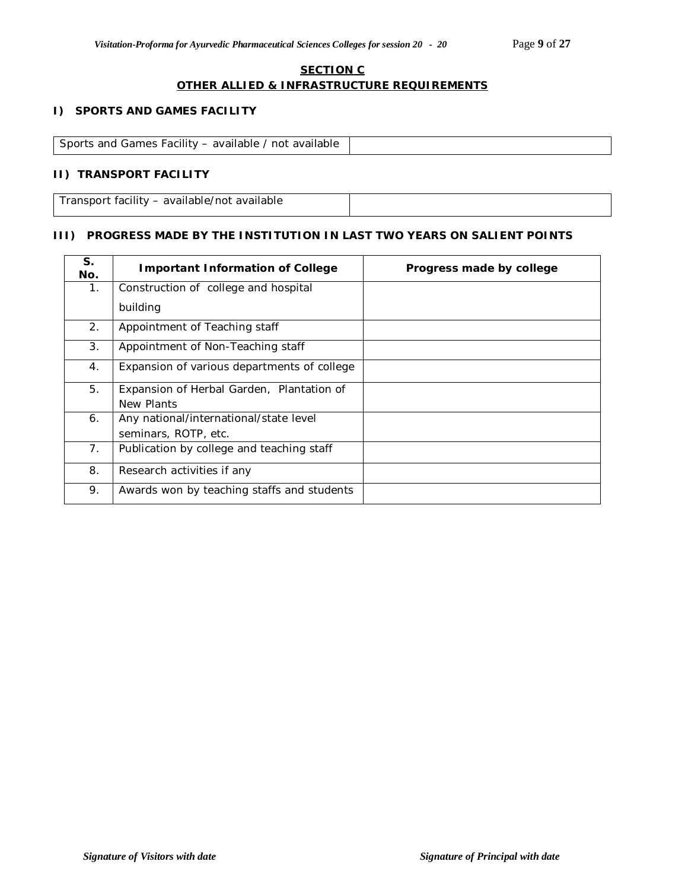## SECTION C
## OTHER ALLIED & INFRASTRUCTURE REQUIREMENTS

### I) SPORTS AND GAMES FACILITY

| Sports and Games Facility – available / not available | |
|---|---|

### II) TRANSPORT FACILITY

| Transport facility – available/not available | |
|---|---|

### III) PROGRESS MADE BY THE INSTITUTION IN LAST TWO YEARS ON SALIENT POINTS

| S. No. | Important Information of College | Progress made by college |
|---|---|---|
| 1. | Construction of college and hospital building | |
| 2. | Appointment of Teaching staff | |
| 3. | Appointment of Non-Teaching staff | |
| 4. | Expansion of various departments of college | |
| 5. | Expansion of Herbal Garden, Plantation of New Plants | |
| 6. | Any national/international/state level seminars, ROTP, etc. | |
| 7. | Publication by college and teaching staff | |
| 8. | Research activities if any | |
| 9. | Awards won by teaching staffs and students | |

*Signature of Visitors with date* *Signature of Principal with date*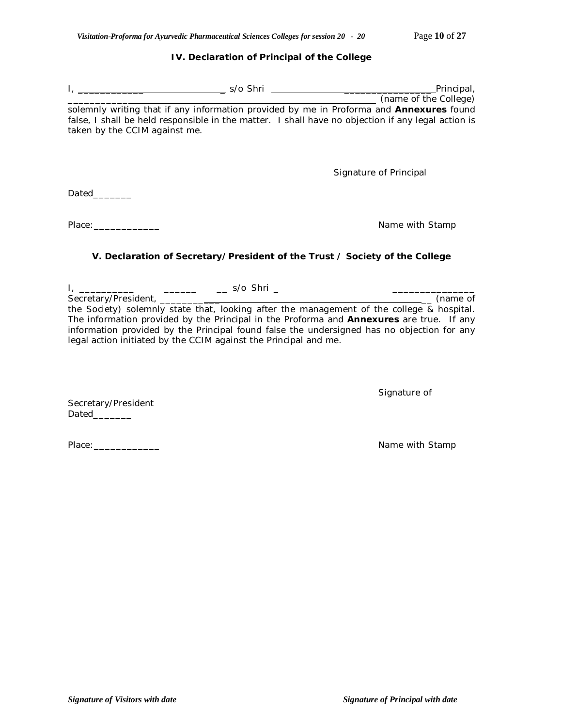### IV. Declaration of Principal of the College

I, ______________ s/o Shri ____________________ Principal, ________________________________ (name of the College) solemnly writing that if any information provided by me in Proforma and **Annexures** found false, I shall be held responsible in the matter. I shall have no objection if any legal action is taken by the CCIM against me.

Signature of Principal

Dated_______

Place:____________

Name with Stamp

### V. Declaration of Secretary/President of the Trust / Society of the College

I, ________________ s/o Shri ____________________ Secretary/President, ____________________________ (name of the Society) solemnly state that, looking after the management of the college & hospital. The information provided by the Principal in the Proforma and **Annexures** are true. If any information provided by the Principal found false the undersigned has no objection for any legal action initiated by the CCIM against the Principal and me.

Signature of Secretary/President

Dated_______

Place:____________

Name with Stamp

*Signature of Visitors with date*

*Signature of Principal with date*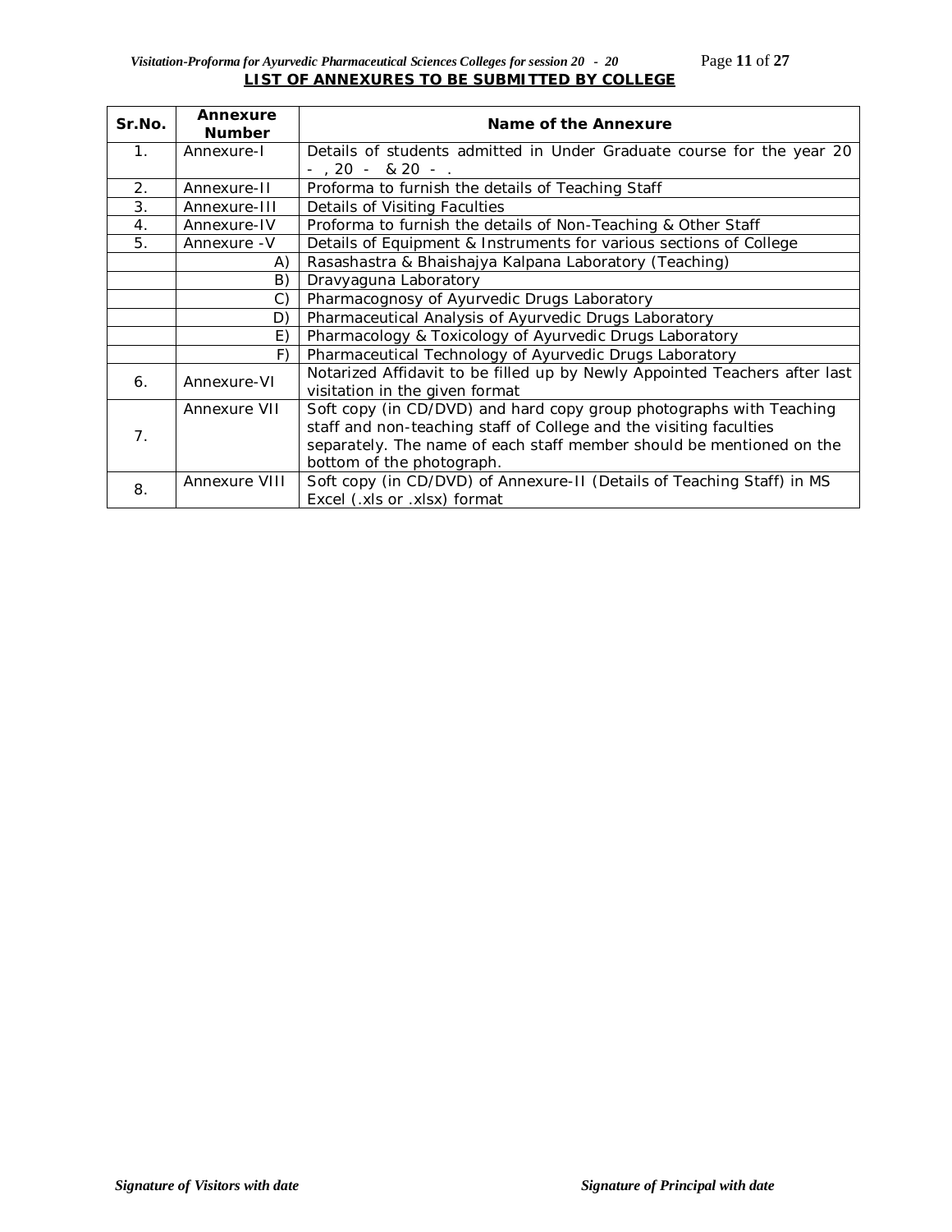## LIST OF ANNEXURES TO BE SUBMITTED BY COLLEGE

| Sr.No. | Annexure Number | Name of the Annexure |
|---|---|---|
| 1. | Annexure-I | Details of students admitted in Under Graduate course for the year 20 - , 20 - & 20 - . |
| 2. | Annexure-II | Proforma to furnish the details of Teaching Staff |
| 3. | Annexure-III | Details of Visiting Faculties |
| 4. | Annexure-IV | Proforma to furnish the details of Non-Teaching & Other Staff |
| 5. | Annexure -V | Details of Equipment & Instruments for various sections of College |
| | A) | Rasashastra & Bhaishajya Kalpana Laboratory (Teaching) |
| | B) | Dravyaguna Laboratory |
| | C) | Pharmacognosy of Ayurvedic Drugs Laboratory |
| | D) | Pharmaceutical Analysis of Ayurvedic Drugs Laboratory |
| | E) | Pharmacology & Toxicology of Ayurvedic Drugs Laboratory |
| | F) | Pharmaceutical Technology of Ayurvedic Drugs Laboratory |
| 6. | Annexure-VI | Notarized Affidavit to be filled up by Newly Appointed Teachers after last visitation in the given format |
| 7. | Annexure VII | Soft copy (in CD/DVD) and hard copy group photographs with Teaching staff and non-teaching staff of College and the visiting faculties separately. The name of each staff member should be mentioned on the bottom of the photograph. |
| 8. | Annexure VIII | Soft copy (in CD/DVD) of Annexure-II (Details of Teaching Staff) in MS Excel (.xls or .xlsx) format |

*Signature of Visitors with date* *Signature of Principal with date*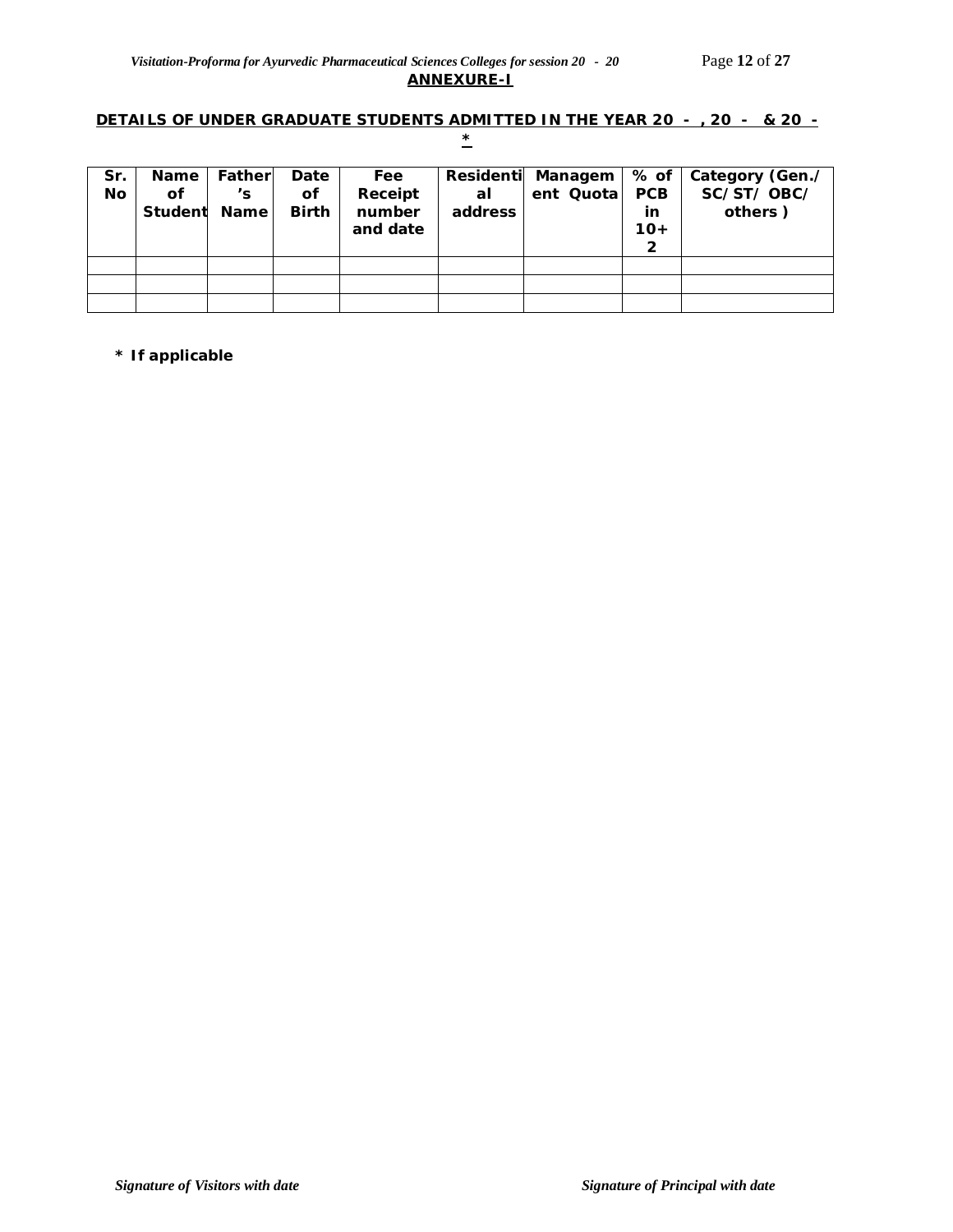## ANNEXURE-I

### DETAILS OF UNDER GRADUATE STUDENTS ADMITTED IN THE YEAR 20 - , 20 - & 20 - *

| Sr. No | Name of Student | Father's Name | Date of Birth | Fee Receipt number and date | Residential address | Management Quota | % of PCB in 10+2 | Category (Gen./ SC/ST/ OBC/ others ) |
|---|---|---|---|---|---|---|---|---|
| | | | | | | | | |
| | | | | | | | | |
| | | | | | | | | |

**\* If applicable**

*Signature of Visitors with date* *Signature of Principal with date*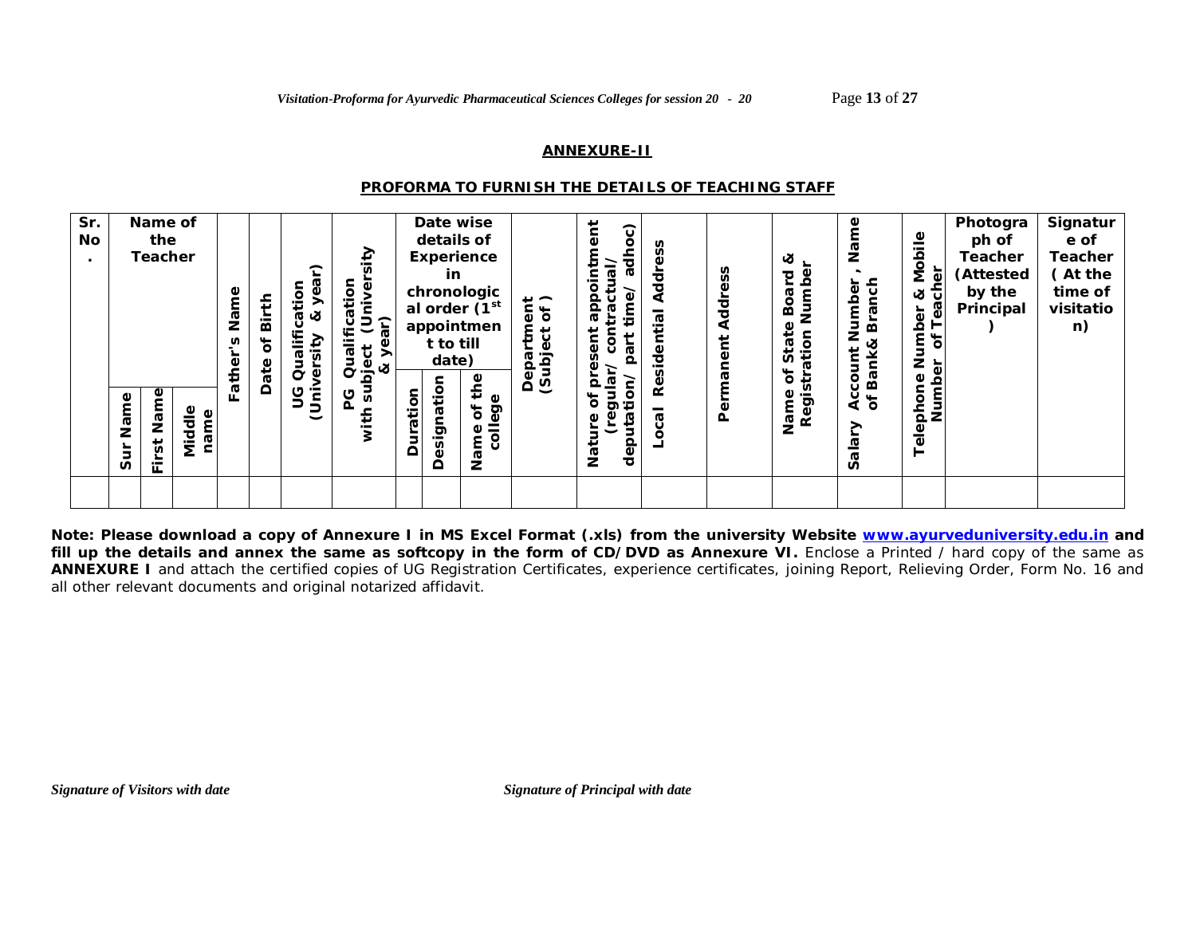## ANNEXURE-II

## PROFORMA TO FURNISH THE DETAILS OF TEACHING STAFF

| Sr. No. | Name of the Teacher | | | Father's Name | Date of Birth | UG Qualification (University & year) | PG Qualification with subject (University & year) | Date wise details of Experience in chronological order (1st appointment to till date) | | | Department (Subject of ) | Nature of present appointment (regular/ contractual/ deputation/ part time/ adhoc) | Local Residential Address | Permanent Address | Name of State Board & Registration Number | Salary Account Number , Name of Bank& Branch | Telephone Number & Mobile Number of Teacher | Photograph of Teacher (Attested by the Principal ) | Signature of Teacher ( At the time of visitation) |
|---|---|---|---|---|---|---|---|---|---|---|---|---|---|---|---|---|---|---|---|
| | Sur Name | First Name | Middle name | | | | | Duration | Designation | Name of the college | | | | | | | | | |
| | | | | | | | | | | | | | | | | | | | |

**Note: Please download a copy of Annexure I in MS Excel Format (.xls) from the university Website [www.ayurveduniversity.edu.in](http://www.ayurveduniversity.edu.in) and fill up the details and annex the same as softcopy in the form of CD/DVD as Annexure VI.** Enclose a Printed / hard copy of the same as **ANNEXURE I** and attach the certified copies of UG Registration Certificates, experience certificates, joining Report, Relieving Order, Form No. 16 and all other relevant documents and original notarized affidavit.

*Signature of Visitors with date* *Signature of Principal with date*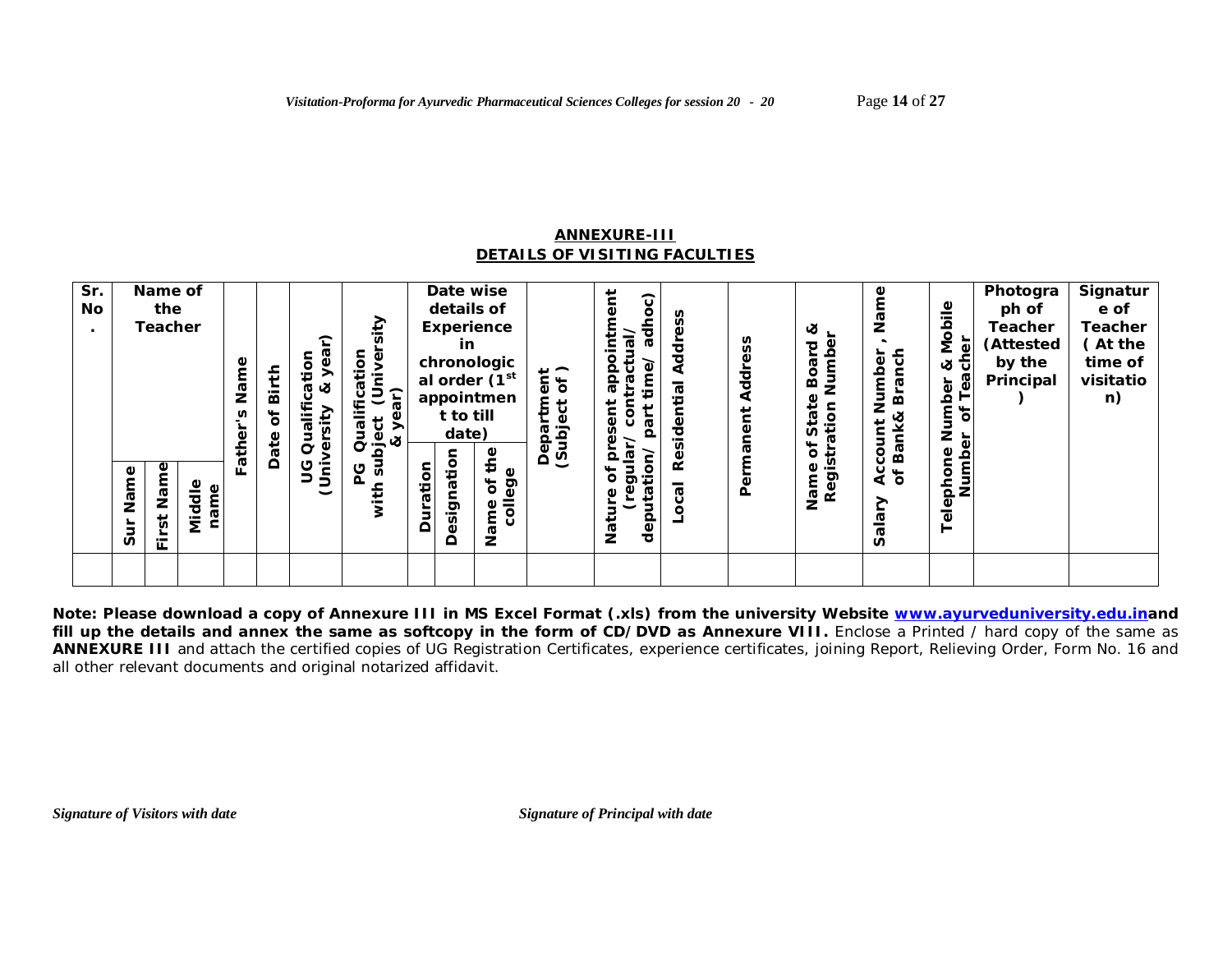**ANNEXURE-III**

**DETAILS OF VISITING FACULTIES**

| Sr. No. | Name of the Teacher | | | Father's Name | Date of Birth | UG Qualification (University & year) | PG Qualification (University with subject & year) | Date wise details of Experience in chronological order (1st appointment to till date) | | | Department (Subject of ) | Nature of present appointment (regular/ contractual/ deputation/ part time/ adhoc) | Local Residential Address | Permanent Address | Name of State Board & Registration Number | Salary Account Number , Name of Bank& Branch | Telephone Number & Mobile Number of Teacher | Photograph of Teacher (Attested by the Principal ) | Signature of Teacher ( At the time of visitation) |
|---|---|---|---|---|---|---|---|---|---|---|---|---|---|---|---|---|---|---|---|
| | Sur Name | First Name | Middle name | | | | | Duration | Designation | Name of the college | | | | | | | | | |
| | | | | | | | | | | | | | | | | | | | |

**Note: Please download a copy of Annexure III in MS Excel Format (.xls) from the university Website [www.ayurveduniversity.edu.in](http://www.ayurveduniversity.edu.in)and fill up the details and annex the same as softcopy in the form of CD/DVD as Annexure VIII.** Enclose a Printed / hard copy of the same as **ANNEXURE III** and attach the certified copies of UG Registration Certificates, experience certificates, joining Report, Relieving Order, Form No. 16 and all other relevant documents and original notarized affidavit.

*Signature of Visitors with date* *Signature of Principal with date*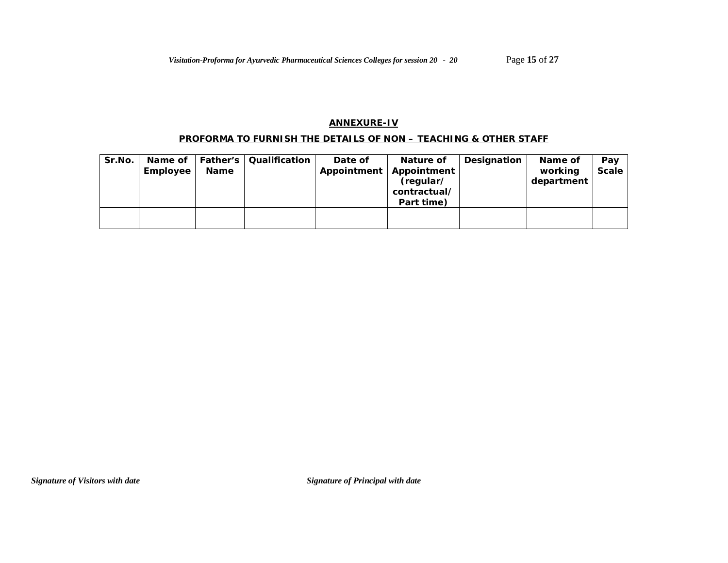## ANNEXURE-IV

### PROFORMA TO FURNISH THE DETAILS OF NON – TEACHING & OTHER STAFF

| Sr.No. | Name of Employee | Father's Name | Qualification | Date of Appointment | Nature of Appointment (regular/ contractual/ Part time) | Designation | Name of working department | Pay Scale |
|---|---|---|---|---|---|---|---|---|
| | | | | | | | | |

*Signature of Visitors with date*

*Signature of Principal with date*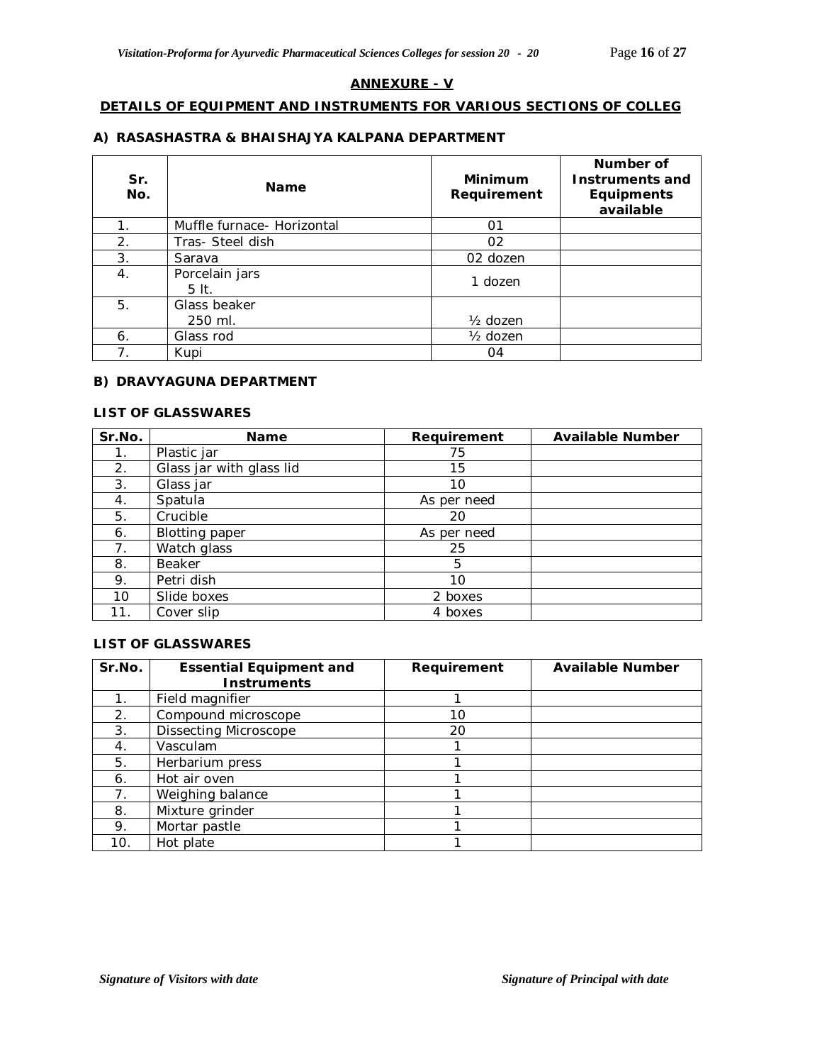## ANNEXURE - V

### DETAILS OF EQUIPMENT AND INSTRUMENTS FOR VARIOUS SECTIONS OF COLLEG

#### A) RASASHASTRA & BHAISHAJYA KALPANA DEPARTMENT

| Sr. No. | Name | Minimum Requirement | Number of Instruments and Equipments available |
|---|---|---|---|
| 1. | Muffle furnace- Horizontal | 01 | |
| 2. | Tras- Steel dish | 02 | |
| 3. | Sarava | 02 dozen | |
| 4. | Porcelain jars<br>5 lt. | 1 dozen | |
| 5. | Glass beaker<br>250 ml. | ½ dozen | |
| 6. | Glass rod | ½ dozen | |
| 7. | Kupi | 04 | |

#### B) DRAVYAGUNA DEPARTMENT

**LIST OF GLASSWARES**

| Sr.No. | Name | Requirement | Available Number |
|---|---|---|---|
| 1. | Plastic jar | 75 | |
| 2. | Glass jar with glass lid | 15 | |
| 3. | Glass jar | 10 | |
| 4. | Spatula | As per need | |
| 5. | Crucible | 20 | |
| 6. | Blotting paper | As per need | |
| 7. | Watch glass | 25 | |
| 8. | Beaker | 5 | |
| 9. | Petri dish | 10 | |
| 10 | Slide boxes | 2 boxes | |
| 11. | Cover slip | 4 boxes | |

**LIST OF GLASSWARES**

| Sr.No. | Essential Equipment and Instruments | Requirement | Available Number |
|---|---|---|---|
| 1. | Field magnifier | 1 | |
| 2. | Compound microscope | 10 | |
| 3. | Dissecting Microscope | 20 | |
| 4. | Vasculam | 1 | |
| 5. | Herbarium press | 1 | |
| 6. | Hot air oven | 1 | |
| 7. | Weighing balance | 1 | |
| 8. | Mixture grinder | 1 | |
| 9. | Mortar pastle | 1 | |
| 10. | Hot plate | 1 | |

*Signature of Visitors with date* *Signature of Principal with date*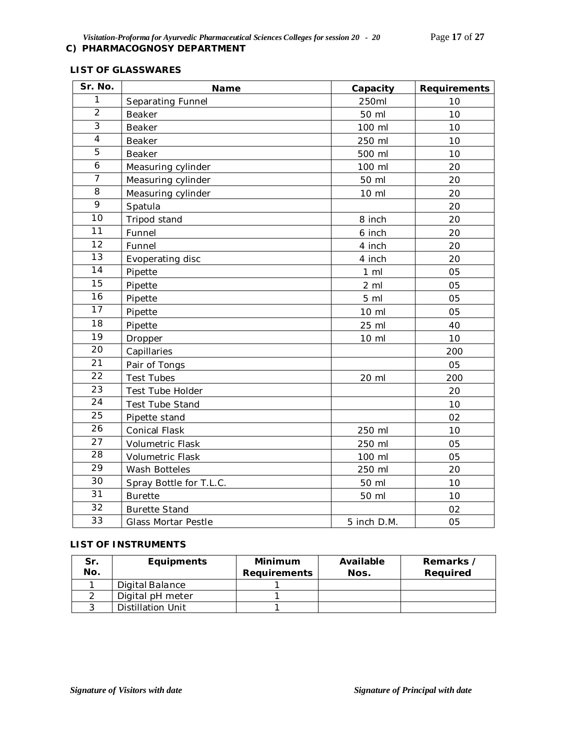## C) PHARMACOGNOSY DEPARTMENT

### LIST OF GLASSWARES

| Sr. No. | Name | Capacity | Requirements |
|---|---|---|---|
| 1 | Separating Funnel | 250ml | 10 |
| 2 | Beaker | 50 ml | 10 |
| 3 | Beaker | 100 ml | 10 |
| 4 | Beaker | 250 ml | 10 |
| 5 | Beaker | 500 ml | 10 |
| 6 | Measuring cylinder | 100 ml | 20 |
| 7 | Measuring cylinder | 50 ml | 20 |
| 8 | Measuring cylinder | 10 ml | 20 |
| 9 | Spatula | | 20 |
| 10 | Tripod stand | 8 inch | 20 |
| 11 | Funnel | 6 inch | 20 |
| 12 | Funnel | 4 inch | 20 |
| 13 | Evoperating disc | 4 inch | 20 |
| 14 | Pipette | 1 ml | 05 |
| 15 | Pipette | 2 ml | 05 |
| 16 | Pipette | 5 ml | 05 |
| 17 | Pipette | 10 ml | 05 |
| 18 | Pipette | 25 ml | 40 |
| 19 | Dropper | 10 ml | 10 |
| 20 | Capillaries | | 200 |
| 21 | Pair of Tongs | | 05 |
| 22 | Test Tubes | 20 ml | 200 |
| 23 | Test Tube Holder | | 20 |
| 24 | Test Tube Stand | | 10 |
| 25 | Pipette stand | | 02 |
| 26 | Conical Flask | 250 ml | 10 |
| 27 | Volumetric Flask | 250 ml | 05 |
| 28 | Volumetric Flask | 100 ml | 05 |
| 29 | Wash Botteles | 250 ml | 20 |
| 30 | Spray Bottle for T.L.C. | 50 ml | 10 |
| 31 | Burette | 50 ml | 10 |
| 32 | Burette Stand | | 02 |
| 33 | Glass Mortar Pestle | 5 inch D.M. | 05 |

### LIST OF INSTRUMENTS

| Sr. No. | Equipments | Minimum Requirements | Available Nos. | Remarks / Required |
|---|---|---|---|---|
| 1 | Digital Balance | 1 | | |
| 2 | Digital pH meter | 1 | | |
| 3 | Distillation Unit | 1 | | |

*Signature of Visitors with date* *Signature of Principal with date*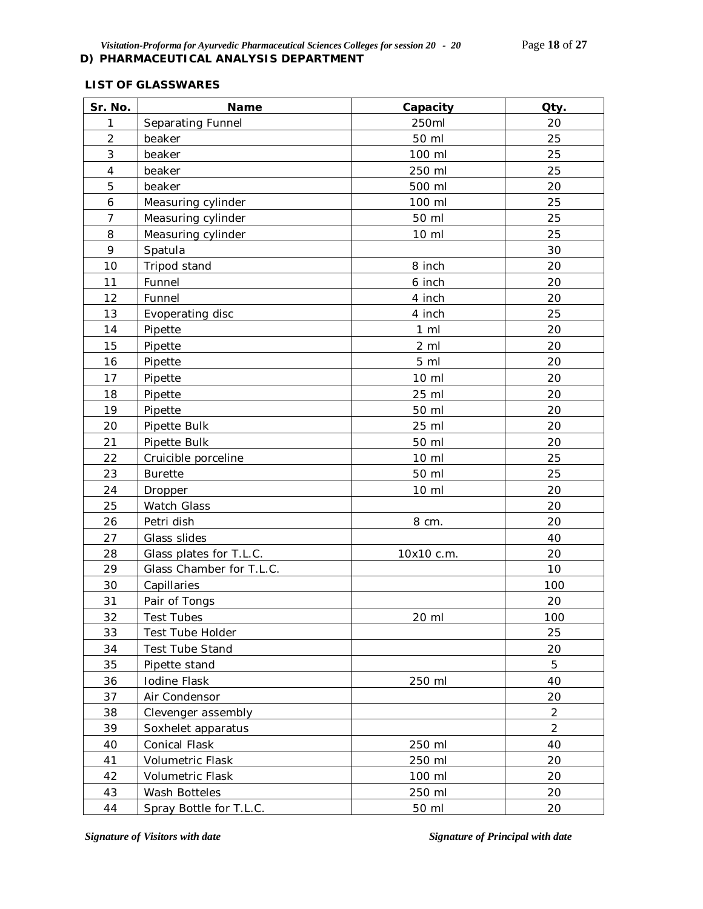## D) PHARMACEUTICAL ANALYSIS DEPARTMENT

### LIST OF GLASSWARES

| Sr. No. | Name | Capacity | Qty. |
|---|---|---|---|
| 1 | Separating Funnel | 250ml | 20 |
| 2 | beaker | 50 ml | 25 |
| 3 | beaker | 100 ml | 25 |
| 4 | beaker | 250 ml | 25 |
| 5 | beaker | 500 ml | 20 |
| 6 | Measuring cylinder | 100 ml | 25 |
| 7 | Measuring cylinder | 50 ml | 25 |
| 8 | Measuring cylinder | 10 ml | 25 |
| 9 | Spatula | | 30 |
| 10 | Tripod stand | 8 inch | 20 |
| 11 | Funnel | 6 inch | 20 |
| 12 | Funnel | 4 inch | 20 |
| 13 | Evoperating disc | 4 inch | 25 |
| 14 | Pipette | 1 ml | 20 |
| 15 | Pipette | 2 ml | 20 |
| 16 | Pipette | 5 ml | 20 |
| 17 | Pipette | 10 ml | 20 |
| 18 | Pipette | 25 ml | 20 |
| 19 | Pipette | 50 ml | 20 |
| 20 | Pipette Bulk | 25 ml | 20 |
| 21 | Pipette Bulk | 50 ml | 20 |
| 22 | Cruicible porceline | 10 ml | 25 |
| 23 | Burette | 50 ml | 25 |
| 24 | Dropper | 10 ml | 20 |
| 25 | Watch Glass | | 20 |
| 26 | Petri dish | 8 cm. | 20 |
| 27 | Glass slides | | 40 |
| 28 | Glass plates for T.L.C. | 10x10 c.m. | 20 |
| 29 | Glass Chamber for T.L.C. | | 10 |
| 30 | Capillaries | | 100 |
| 31 | Pair of Tongs | | 20 |
| 32 | Test Tubes | 20 ml | 100 |
| 33 | Test Tube Holder | | 25 |
| 34 | Test Tube Stand | | 20 |
| 35 | Pipette stand | | 5 |
| 36 | Iodine Flask | 250 ml | 40 |
| 37 | Air Condensor | | 20 |
| 38 | Clevenger assembly | | 2 |
| 39 | Soxhelet apparatus | | 2 |
| 40 | Conical Flask | 250 ml | 40 |
| 41 | Volumetric Flask | 250 ml | 20 |
| 42 | Volumetric Flask | 100 ml | 20 |
| 43 | Wash Botteles | 250 ml | 20 |
| 44 | Spray Bottle for T.L.C. | 50 ml | 20 |

*Signature of Visitors with date* *Signature of Principal with date*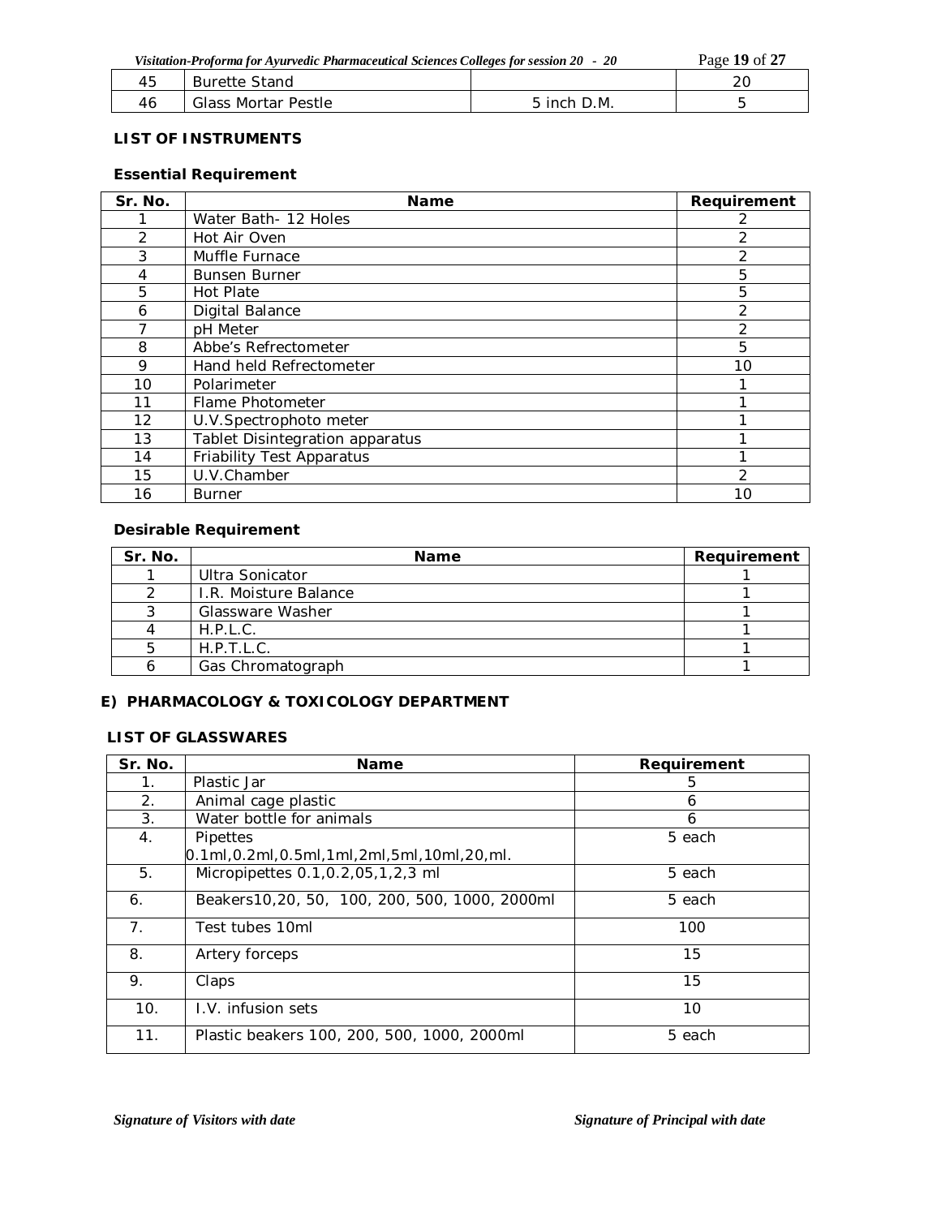| 45 | Burette Stand | | 20 |
|---|---|---|---|
| 46 | Glass Mortar Pestle | 5 inch D.M. | 5 |

**LIST OF INSTRUMENTS**

**Essential Requirement**

| Sr. No. | Name | Requirement |
|---|---|---|
| 1 | Water Bath- 12 Holes | 2 |
| 2 | Hot Air Oven | 2 |
| 3 | Muffle Furnace | 2 |
| 4 | Bunsen Burner | 5 |
| 5 | Hot Plate | 5 |
| 6 | Digital Balance | 2 |
| 7 | pH Meter | 2 |
| 8 | Abbe's Refrectometer | 5 |
| 9 | Hand held Refrectometer | 10 |
| 10 | Polarimeter | 1 |
| 11 | Flame Photometer | 1 |
| 12 | U.V.Spectrophoto meter | 1 |
| 13 | Tablet Disintegration apparatus | 1 |
| 14 | Friability Test Apparatus | 1 |
| 15 | U.V.Chamber | 2 |
| 16 | Burner | 10 |

**Desirable Requirement**

| Sr. No. | Name | Requirement |
|---|---|---|
| 1 | Ultra Sonicator | 1 |
| 2 | I.R. Moisture Balance | 1 |
| 3 | Glassware Washer | 1 |
| 4 | H.P.L.C. | 1 |
| 5 | H.P.T.L.C. | 1 |
| 6 | Gas Chromatograph | 1 |

**E) PHARMACOLOGY & TOXICOLOGY DEPARTMENT**

**LIST OF GLASSWARES**

| Sr. No. | Name | Requirement |
|---|---|---|
| 1. | Plastic Jar | 5 |
| 2. | Animal cage plastic | 6 |
| 3. | Water bottle for animals | 6 |
| 4. | Pipettes 0.1ml,0.2ml,0.5ml,1ml,2ml,5ml,10ml,20,ml. | 5 each |
| 5. | Micropipettes 0.1,0.2,05,1,2,3 ml | 5 each |
| 6. | Beakers10,20, 50, 100, 200, 500, 1000, 2000ml | 5 each |
| 7. | Test tubes 10ml | 100 |
| 8. | Artery forceps | 15 |
| 9. | Claps | 15 |
| 10. | I.V. infusion sets | 10 |
| 11. | Plastic beakers 100, 200, 500, 1000, 2000ml | 5 each |

*Signature of Visitors with date* *Signature of Principal with date*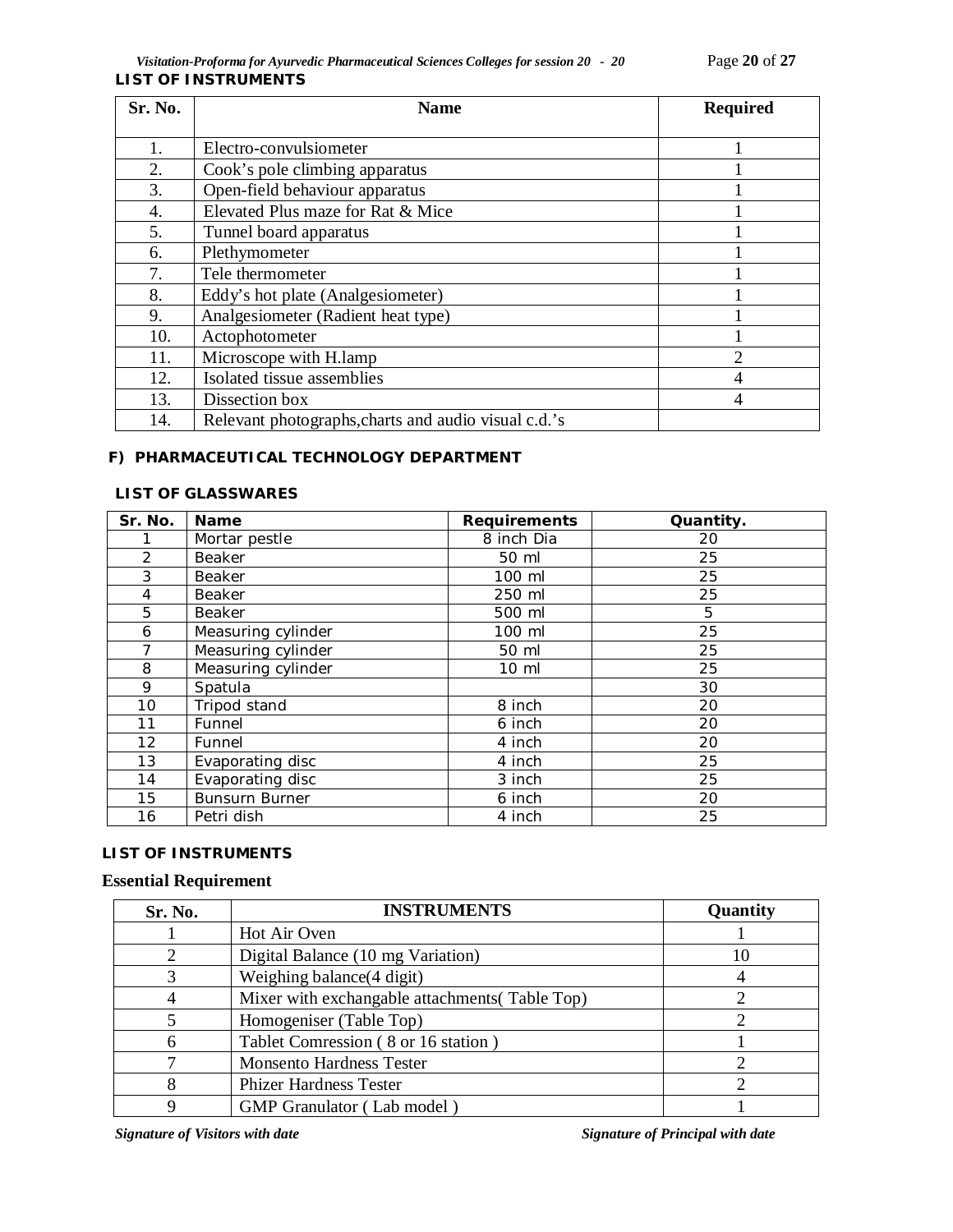**LIST OF INSTRUMENTS**

| Sr. No. | Name | Required |
|---|---|---|
| 1. | Electro-convulsiometer | 1 |
| 2. | Cook's pole climbing apparatus | 1 |
| 3. | Open-field behaviour apparatus | 1 |
| 4. | Elevated Plus maze for Rat & Mice | 1 |
| 5. | Tunnel board apparatus | 1 |
| 6. | Plethymometer | 1 |
| 7. | Tele thermometer | 1 |
| 8. | Eddy's hot plate (Analgesiometer) | 1 |
| 9. | Analgesiometer (Radient heat type) | 1 |
| 10. | Actophotometer | 1 |
| 11. | Microscope with H.lamp | 2 |
| 12. | Isolated tissue assemblies | 4 |
| 13. | Dissection box | 4 |
| 14. | Relevant photographs,charts and audio visual c.d.'s | |

## F) PHARMACEUTICAL TECHNOLOGY DEPARTMENT

**LIST OF GLASSWARES**

| Sr. No. | Name | Requirements | Quantity. |
|---|---|---|---|
| 1 | Mortar pestle | 8 inch Dia | 20 |
| 2 | Beaker | 50 ml | 25 |
| 3 | Beaker | 100 ml | 25 |
| 4 | Beaker | 250 ml | 25 |
| 5 | Beaker | 500 ml | 5 |
| 6 | Measuring cylinder | 100 ml | 25 |
| 7 | Measuring cylinder | 50 ml | 25 |
| 8 | Measuring cylinder | 10 ml | 25 |
| 9 | Spatula | | 30 |
| 10 | Tripod stand | 8 inch | 20 |
| 11 | Funnel | 6 inch | 20 |
| 12 | Funnel | 4 inch | 20 |
| 13 | Evaporating disc | 4 inch | 25 |
| 14 | Evaporating disc | 3 inch | 25 |
| 15 | Bunsurn Burner | 6 inch | 20 |
| 16 | Petri dish | 4 inch | 25 |

**LIST OF INSTRUMENTS**

**Essential Requirement**

| Sr. No. | INSTRUMENTS | Quantity |
|---|---|---|
| 1 | Hot Air Oven | 1 |
| 2 | Digital Balance (10 mg Variation) | 10 |
| 3 | Weighing balance(4 digit) | 4 |
| 4 | Mixer with exchangable attachments( Table Top) | 2 |
| 5 | Homogeniser (Table Top) | 2 |
| 6 | Tablet Comression ( 8 or 16 station ) | 1 |
| 7 | Monsento Hardness Tester | 2 |
| 8 | Phizer Hardness Tester | 2 |
| 9 | GMP Granulator ( Lab model ) | 1 |

*Signature of Visitors with date* *Signature of Principal with date*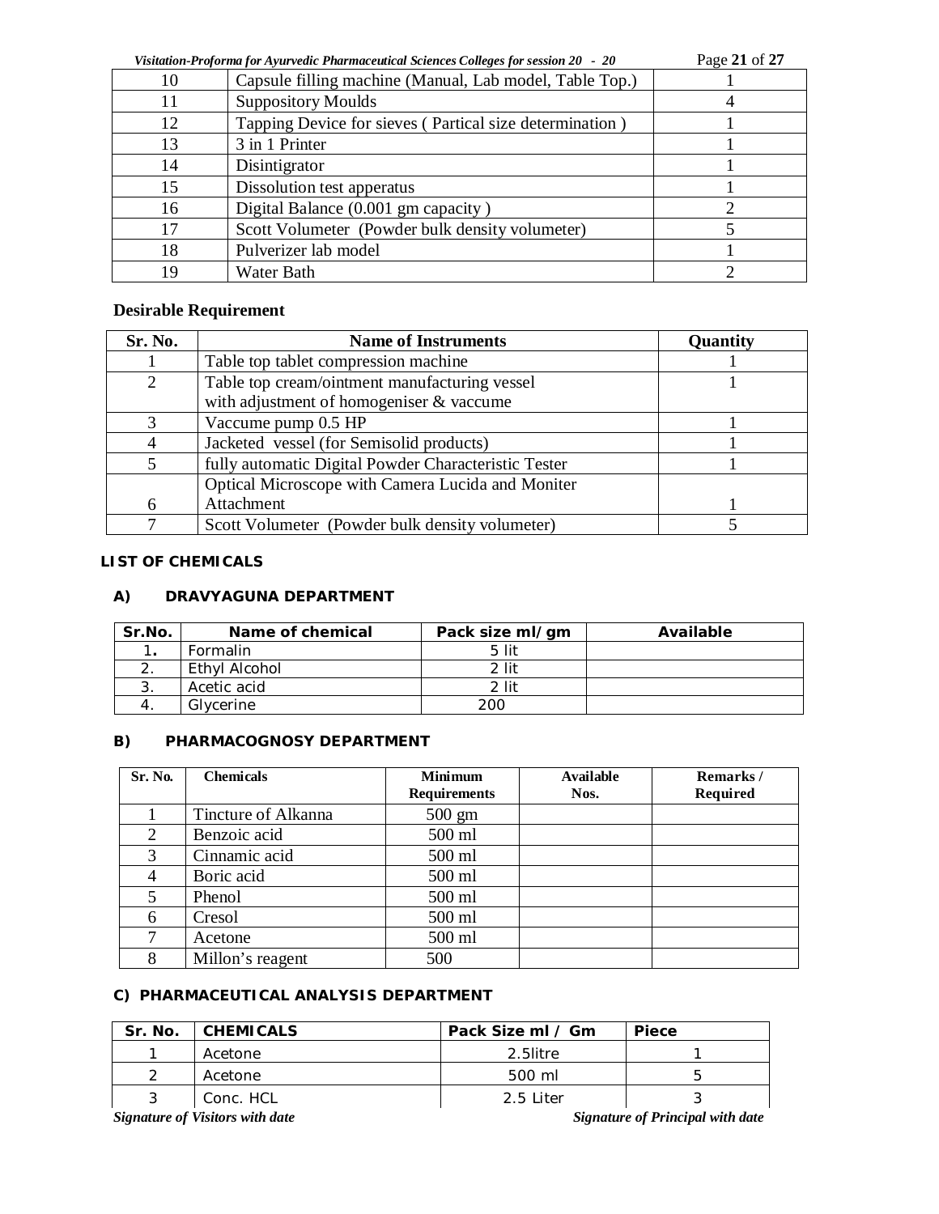| 10 | Capsule filling machine (Manual, Lab model, Table Top.) | 1 |
|---|---|---|
| 11 | Suppository Moulds | 4 |
| 12 | Tapping Device for sieves ( Partical size determination ) | 1 |
| 13 | 3 in 1 Printer | 1 |
| 14 | Disintigrator | 1 |
| 15 | Dissolution test apperatus | 1 |
| 16 | Digital Balance (0.001 gm capacity ) | 2 |
| 17 | Scott Volumeter (Powder bulk density volumeter) | 5 |
| 18 | Pulverizer lab model | 1 |
| 19 | Water Bath | 2 |

**Desirable Requirement**

| Sr. No. | Name of Instruments | Quantity |
|---|---|---|
| 1 | Table top tablet compression machine | 1 |
| 2 | Table top cream/ointment manufacturing vessel with adjustment of homogeniser & vaccume | 1 |
| 3 | Vaccume pump 0.5 HP | 1 |
| 4 | Jacketed vessel (for Semisolid products) | 1 |
| 5 | fully automatic Digital Powder Characteristic Tester | 1 |
| 6 | Optical Microscope with Camera Lucida and Moniter Attachment | 1 |
| 7 | Scott Volumeter (Powder bulk density volumeter) | 5 |

**LIST OF CHEMICALS**

**A) DRAVYAGUNA DEPARTMENT**

| Sr.No. | Name of chemical | Pack size ml/gm | Available |
|---|---|---|---|
| 1. | Formalin | 5 lit | |
| 2. | Ethyl Alcohol | 2 lit | |
| 3. | Acetic acid | 2 lit | |
| 4. | Glycerine | 200 | |

**B) PHARMACOGNOSY DEPARTMENT**

| Sr. No. | Chemicals | Minimum Requirements | Available Nos. | Remarks / Required |
|---|---|---|---|---|
| 1 | Tincture of Alkanna | 500 gm | | |
| 2 | Benzoic acid | 500 ml | | |
| 3 | Cinnamic acid | 500 ml | | |
| 4 | Boric acid | 500 ml | | |
| 5 | Phenol | 500 ml | | |
| 6 | Cresol | 500 ml | | |
| 7 | Acetone | 500 ml | | |
| 8 | Millon's reagent | 500 | | |

**C) PHARMACEUTICAL ANALYSIS DEPARTMENT**

| Sr. No. | CHEMICALS | Pack Size ml / Gm | Piece |
|---|---|---|---|
| 1 | Acetone | 2.5litre | 1 |
| 2 | Acetone | 500 ml | 5 |
| 3 | Conc. HCL | 2.5 Liter | 3 |

*Signature of Visitors with date* *Signature of Principal with date*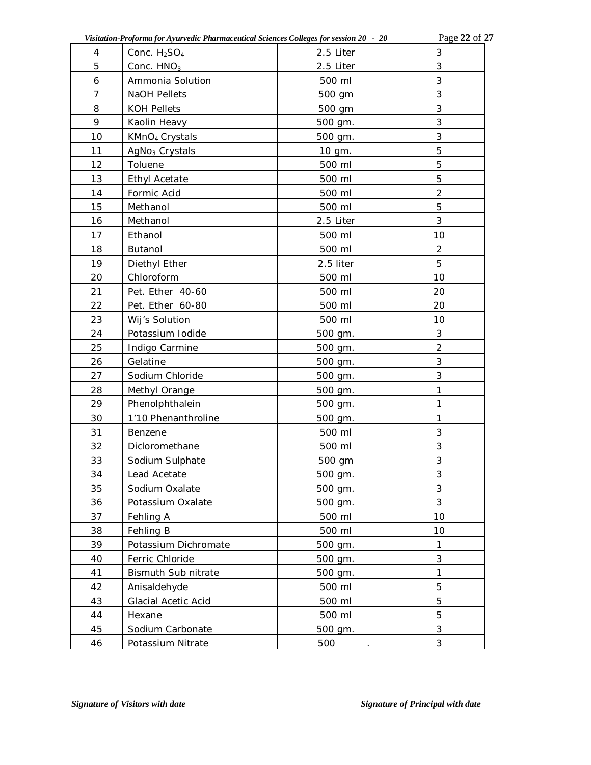| 4 | Conc. $H_2SO_4$ | 2.5 Liter | 3 |
|---|---|---|---|
| 5 | Conc. $HNO_3$ | 2.5 Liter | 3 |
| 6 | Ammonia Solution | 500 ml | 3 |
| 7 | NaOH Pellets | 500 gm | 3 |
| 8 | KOH Pellets | 500 gm | 3 |
| 9 | Kaolin Heavy | 500 gm. | 3 |
| 10 | $KMnO_4$ Crystals | 500 gm. | 3 |
| 11 | $AgNo_3$ Crystals | 10 gm. | 5 |
| 12 | Toluene | 500 ml | 5 |
| 13 | Ethyl Acetate | 500 ml | 5 |
| 14 | Formic Acid | 500 ml | 2 |
| 15 | Methanol | 500 ml | 5 |
| 16 | Methanol | 2.5 Liter | 3 |
| 17 | Ethanol | 500 ml | 10 |
| 18 | Butanol | 500 ml | 2 |
| 19 | Diethyl Ether | 2.5 liter | 5 |
| 20 | Chloroform | 500 ml | 10 |
| 21 | Pet. Ether 40-60 | 500 ml | 20 |
| 22 | Pet. Ether 60-80 | 500 ml | 20 |
| 23 | Wij's Solution | 500 ml | 10 |
| 24 | Potassium Iodide | 500 gm. | 3 |
| 25 | Indigo Carmine | 500 gm. | 2 |
| 26 | Gelatine | 500 gm. | 3 |
| 27 | Sodium Chloride | 500 gm. | 3 |
| 28 | Methyl Orange | 500 gm. | 1 |
| 29 | Phenolphthalein | 500 gm. | 1 |
| 30 | 1'10 Phenanthroline | 500 gm. | 1 |
| 31 | Benzene | 500 ml | 3 |
| 32 | Dicloromethane | 500 ml | 3 |
| 33 | Sodium Sulphate | 500 gm | 3 |
| 34 | Lead Acetate | 500 gm. | 3 |
| 35 | Sodium Oxalate | 500 gm. | 3 |
| 36 | Potassium Oxalate | 500 gm. | 3 |
| 37 | Fehling A | 500 ml | 10 |
| 38 | Fehling B | 500 ml | 10 |
| 39 | Potassium Dichromate | 500 gm. | 1 |
| 40 | Ferric Chloride | 500 gm. | 3 |
| 41 | Bismuth Sub nitrate | 500 gm. | 1 |
| 42 | Anisaldehyde | 500 ml | 5 |
| 43 | Glacial Acetic Acid | 500 ml | 5 |
| 44 | Hexane | 500 ml | 5 |
| 45 | Sodium Carbonate | 500 gm. | 3 |
| 46 | Potassium Nitrate | 500 . | 3 |

*Signature of Visitors with date* *Signature of Principal with date*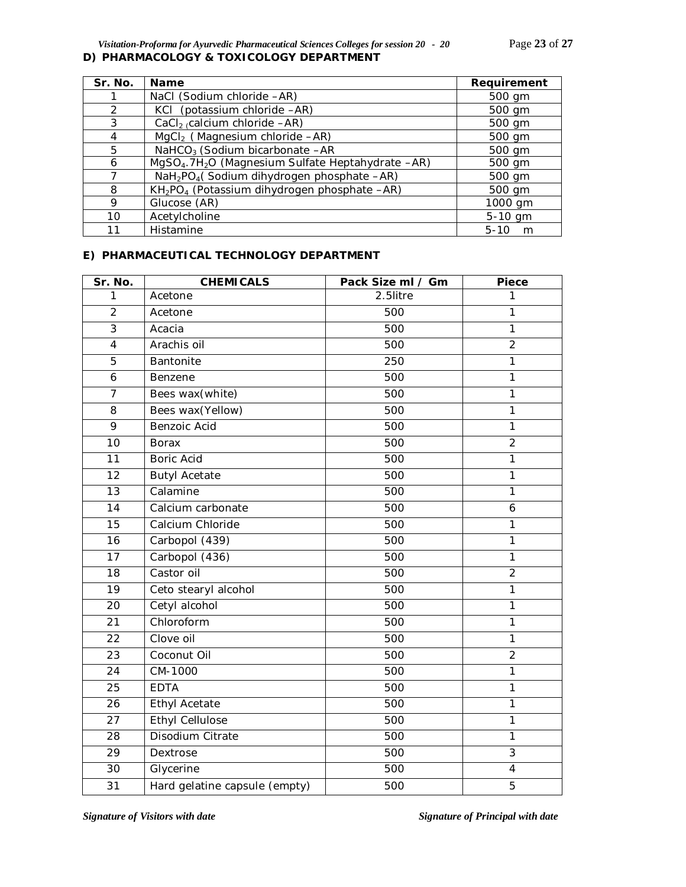### D) PHARMACOLOGY & TOXICOLOGY DEPARTMENT

| Sr. No. | Name | Requirement |
|---|---|---|
| 1 | NaCl (Sodium chloride –AR) | 500 gm |
| 2 | KCl (potassium chloride –AR) | 500 gm |
| 3 | $CaCl_2$ (calcium chloride –AR) | 500 gm |
| 4 | $MgCl_2$ ( Magnesium chloride –AR) | 500 gm |
| 5 | $NaHCO_3$ (Sodium bicarbonate –AR | 500 gm |
| 6 | $MgSO_4.7H_2O$ (Magnesium Sulfate Heptahydrate –AR) | 500 gm |
| 7 | $NaH_2PO_4$( Sodium dihydrogen phosphate –AR) | 500 gm |
| 8 | $KH_2PO_4$ (Potassium dihydrogen phosphate –AR) | 500 gm |
| 9 | Glucose (AR) | 1000 gm |
| 10 | Acetylcholine | 5-10 gm |
| 11 | Histamine | 5-10 m |

### E) PHARMACEUTICAL TECHNOLOGY DEPARTMENT

| Sr. No. | CHEMICALS | Pack Size ml / Gm | Piece |
|---|---|---|---|
| 1 | Acetone | 2.5litre | 1 |
| 2 | Acetone | 500 | 1 |
| 3 | Acacia | 500 | 1 |
| 4 | Arachis oil | 500 | 2 |
| 5 | Bantonite | 250 | 1 |
| 6 | Benzene | 500 | 1 |
| 7 | Bees wax(white) | 500 | 1 |
| 8 | Bees wax(Yellow) | 500 | 1 |
| 9 | Benzoic Acid | 500 | 1 |
| 10 | Borax | 500 | 2 |
| 11 | Boric Acid | 500 | 1 |
| 12 | Butyl Acetate | 500 | 1 |
| 13 | Calamine | 500 | 1 |
| 14 | Calcium carbonate | 500 | 6 |
| 15 | Calcium Chloride | 500 | 1 |
| 16 | Carbopol (439) | 500 | 1 |
| 17 | Carbopol (436) | 500 | 1 |
| 18 | Castor oil | 500 | 2 |
| 19 | Ceto stearyl alcohol | 500 | 1 |
| 20 | Cetyl alcohol | 500 | 1 |
| 21 | Chloroform | 500 | 1 |
| 22 | Clove oil | 500 | 1 |
| 23 | Coconut Oil | 500 | 2 |
| 24 | CM-1000 | 500 | 1 |
| 25 | EDTA | 500 | 1 |
| 26 | Ethyl Acetate | 500 | 1 |
| 27 | Ethyl Cellulose | 500 | 1 |
| 28 | Disodium Citrate | 500 | 1 |
| 29 | Dextrose | 500 | 3 |
| 30 | Glycerine | 500 | 4 |
| 31 | Hard gelatine capsule (empty) | 500 | 5 |

*Signature of Visitors with date* *Signature of Principal with date*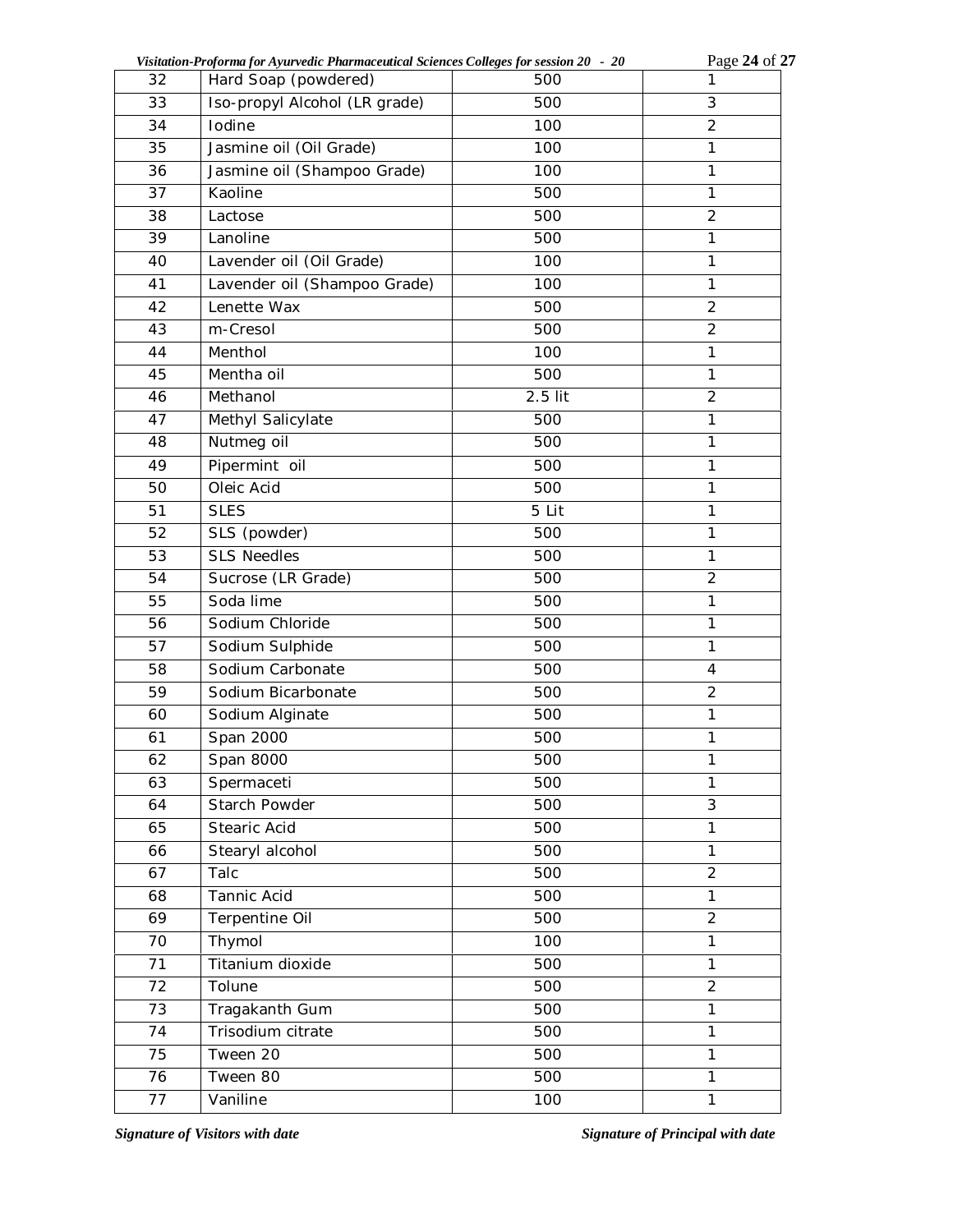| 32 | Hard Soap (powdered) | 500 | 1 |
|---|---|---|---|
| 33 | Iso-propyl Alcohol (LR grade) | 500 | 3 |
| 34 | Iodine | 100 | 2 |
| 35 | Jasmine oil (Oil Grade) | 100 | 1 |
| 36 | Jasmine oil (Shampoo Grade) | 100 | 1 |
| 37 | Kaoline | 500 | 1 |
| 38 | Lactose | 500 | 2 |
| 39 | Lanoline | 500 | 1 |
| 40 | Lavender oil (Oil Grade) | 100 | 1 |
| 41 | Lavender oil (Shampoo Grade) | 100 | 1 |
| 42 | Lenette Wax | 500 | 2 |
| 43 | m-Cresol | 500 | 2 |
| 44 | Menthol | 100 | 1 |
| 45 | Mentha oil | 500 | 1 |
| 46 | Methanol | 2.5 lit | 2 |
| 47 | Methyl Salicylate | 500 | 1 |
| 48 | Nutmeg oil | 500 | 1 |
| 49 | Pipermint oil | 500 | 1 |
| 50 | Oleic Acid | 500 | 1 |
| 51 | SLES | 5 Lit | 1 |
| 52 | SLS (powder) | 500 | 1 |
| 53 | SLS Needles | 500 | 1 |
| 54 | Sucrose (LR Grade) | 500 | 2 |
| 55 | Soda lime | 500 | 1 |
| 56 | Sodium Chloride | 500 | 1 |
| 57 | Sodium Sulphide | 500 | 1 |
| 58 | Sodium Carbonate | 500 | 4 |
| 59 | Sodium Bicarbonate | 500 | 2 |
| 60 | Sodium Alginate | 500 | 1 |
| 61 | Span 2000 | 500 | 1 |
| 62 | Span 8000 | 500 | 1 |
| 63 | Spermaceti | 500 | 1 |
| 64 | Starch Powder | 500 | 3 |
| 65 | Stearic Acid | 500 | 1 |
| 66 | Stearyl alcohol | 500 | 1 |
| 67 | Talc | 500 | 2 |
| 68 | Tannic Acid | 500 | 1 |
| 69 | Terpentine Oil | 500 | 2 |
| 70 | Thymol | 100 | 1 |
| 71 | Titanium dioxide | 500 | 1 |
| 72 | Tolune | 500 | 2 |
| 73 | Tragakanth Gum | 500 | 1 |
| 74 | Trisodium citrate | 500 | 1 |
| 75 | Tween 20 | 500 | 1 |
| 76 | Tween 80 | 500 | 1 |
| 77 | Vaniline | 100 | 1 |

*Signature of Visitors with date* *Signature of Principal with date*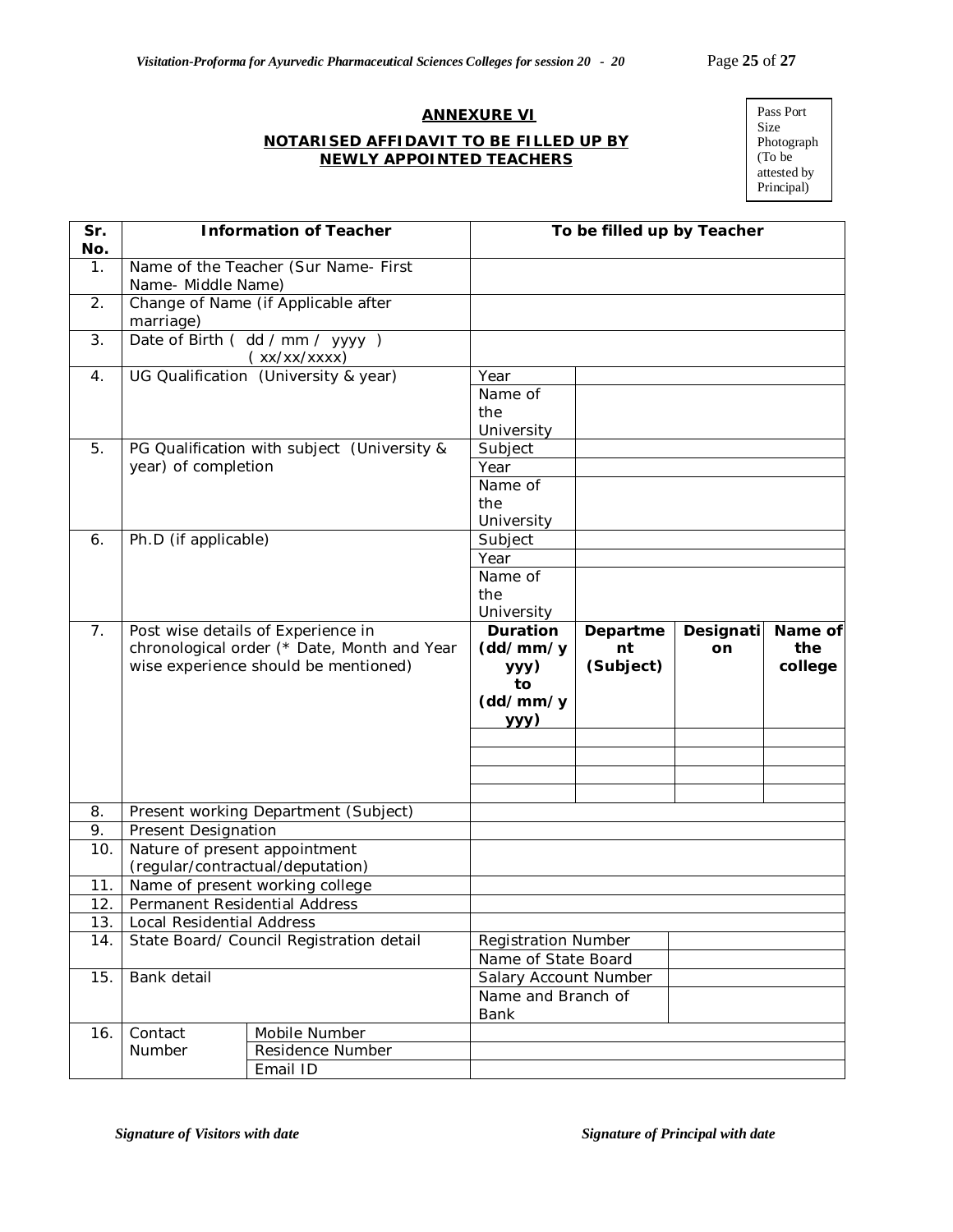## ANNEXURE VI

### NOTARISED AFFIDAVIT TO BE FILLED UP BY NEWLY APPOINTED TEACHERS

Pass Port Size Photograph (To be attested by Principal)

| Sr. No. | Information of Teacher | | To be filled up by Teacher | | | |
|---|---|---|---|---|---|---|
| 1. | Name of the Teacher (Sur Name- First Name- Middle Name) | | | | | |
| 2. | Change of Name (if Applicable after marriage) | | | | | |
| 3. | Date of Birth ( dd / mm / yyyy ) ( xx/xx/xxxx) | | | | | |
| 4. | UG Qualification (University & year) | | Year | | | |
| | | | Name of the University | | | |
| 5. | PG Qualification with subject (University & year) of completion | | Subject | | | |
| | | | Year | | | |
| | | | Name of the University | | | |
| 6. | Ph.D (if applicable) | | Subject | | | |
| | | | Year | | | |
| | | | Name of the University | | | |
| 7. | Post wise details of Experience in chronological order (* Date, Month and Year wise experience should be mentioned) | | **Duration (dd/mm/yyyy) to (dd/mm/yyyy)** | **Department (Subject)** | **Designation** | **Name of the college** |
| | | | | | | |
| | | | | | | |
| | | | | | | |
| | | | | | | |
| 8. | Present working Department (Subject) | | | | | |
| 9. | Present Designation | | | | | |
| 10. | Nature of present appointment (regular/contractual/deputation) | | | | | |
| 11. | Name of present working college | | | | | |
| 12. | Permanent Residential Address | | | | | |
| 13. | Local Residential Address | | | | | |
| 14. | State Board/ Council Registration detail | | Registration Number | | | |
| | | | Name of State Board | | | |
| 15. | Bank detail | | Salary Account Number | | | |
| | | | Name and Branch of Bank | | | |
| 16. | Contact Number | Mobile Number | | | | |
| | | Residence Number | | | | |
| | | Email ID | | | | |

*Signature of Visitors with date* *Signature of Principal with date*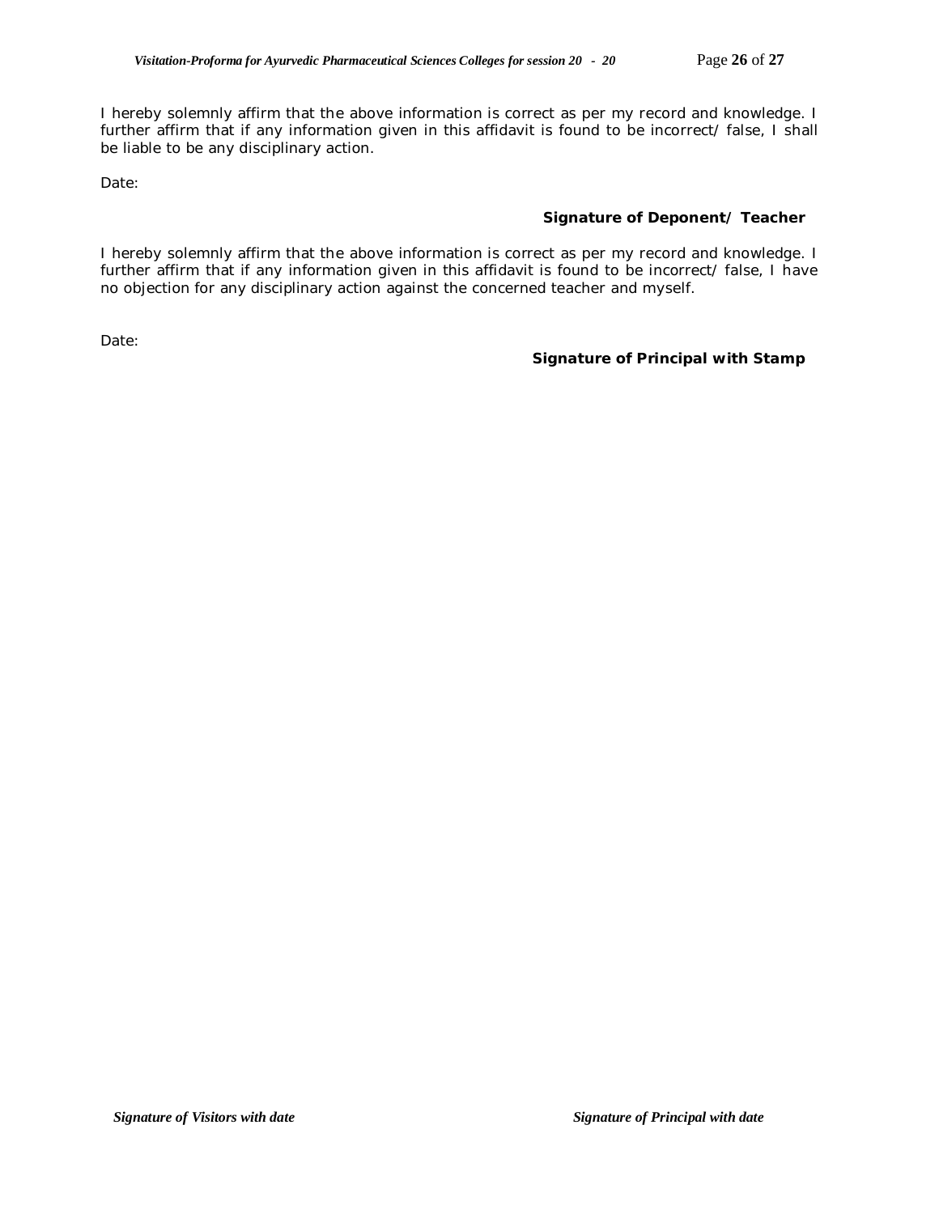I hereby solemnly affirm that the above information is correct as per my record and knowledge. I further affirm that if any information given in this affidavit is found to be incorrect/ false, I shall be liable to be any disciplinary action.

Date:

**Signature of Deponent/ Teacher**

I hereby solemnly affirm that the above information is correct as per my record and knowledge. I further affirm that if any information given in this affidavit is found to be incorrect/ false, I have no objection for any disciplinary action against the concerned teacher and myself.

Date:

**Signature of Principal with Stamp**

***Signature of Visitors with date*** ***Signature of Principal with date***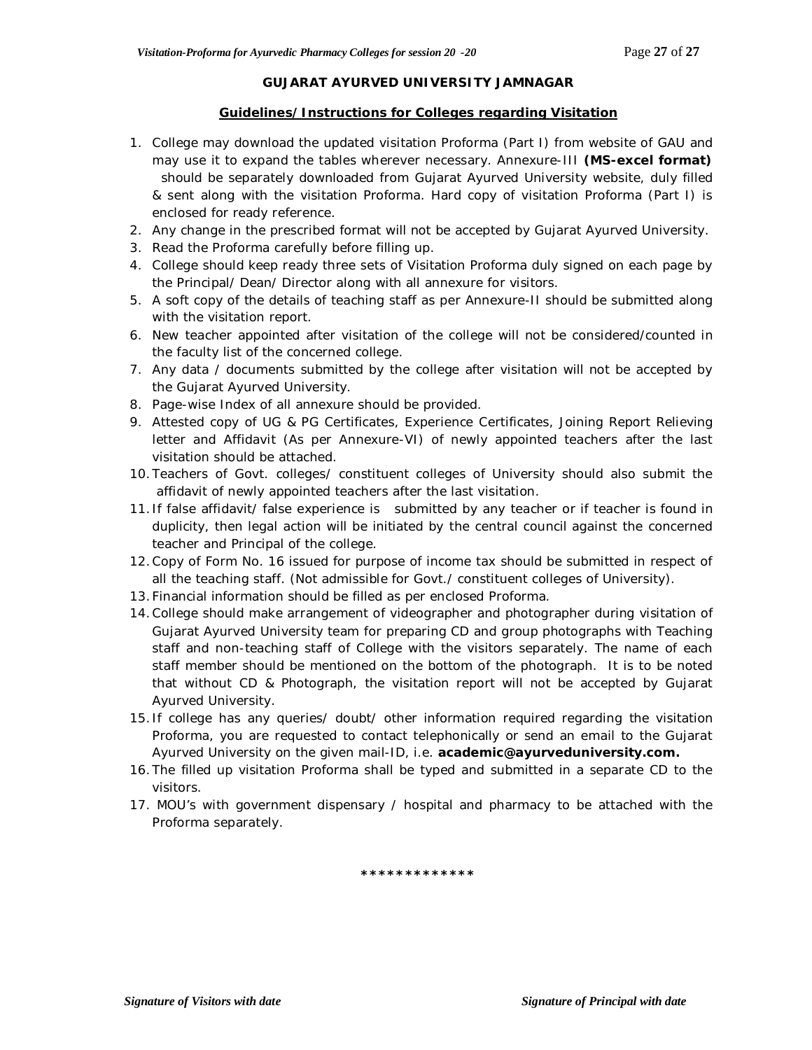**GUJARAT AYURVED UNIVERSITY JAMNAGAR**

**Guidelines/ Instructions for Colleges regarding Visitation**

1. College may download the updated visitation Proforma (Part I) from website of GAU and may use it to expand the tables wherever necessary. Annexure-III **(MS-excel format)** should be separately downloaded from Gujarat Ayurved University website, duly filled & sent along with the visitation Proforma. Hard copy of visitation Proforma (Part I) is enclosed for ready reference.
2. Any change in the prescribed format will not be accepted by Gujarat Ayurved University.
3. Read the Proforma carefully before filling up.
4. College should keep ready three sets of Visitation Proforma duly signed on each page by the Principal/ Dean/ Director along with all annexure for visitors.
5. A soft copy of the details of teaching staff as per Annexure-II should be submitted along with the visitation report.
6. New teacher appointed after visitation of the college will not be considered/counted in the faculty list of the concerned college.
7. Any data / documents submitted by the college after visitation will not be accepted by the Gujarat Ayurved University.
8. Page-wise Index of all annexure should be provided.
9. Attested copy of UG & PG Certificates, Experience Certificates, Joining Report Relieving letter and Affidavit (As per Annexure-VI) of newly appointed teachers after the last visitation should be attached.
10. Teachers of Govt. colleges/ constituent colleges of University should also submit the affidavit of newly appointed teachers after the last visitation.
11. If false affidavit/ false experience is submitted by any teacher or if teacher is found in duplicity, then legal action will be initiated by the central council against the concerned teacher and Principal of the college.
12. Copy of Form No. 16 issued for purpose of income tax should be submitted in respect of all the teaching staff. (Not admissible for Govt./ constituent colleges of University).
13. Financial information should be filled as per enclosed Proforma.
14. College should make arrangement of videographer and photographer during visitation of Gujarat Ayurved University team for preparing CD and group photographs with Teaching staff and non-teaching staff of College with the visitors separately. The name of each staff member should be mentioned on the bottom of the photograph. It is to be noted that without CD & Photograph, the visitation report will not be accepted by Gujarat Ayurved University.
15. If college has any queries/ doubt/ other information required regarding the visitation Proforma, you are requested to contact telephonically or send an email to the Gujarat Ayurved University on the given mail-ID, i.e. **academic@ayurveduniversity.com.**
16. The filled up visitation Proforma shall be typed and submitted in a separate CD to the visitors.
17. MOU's with government dispensary / hospital and pharmacy to be attached with the Proforma separately.

\*\*\*\*\*\*\*\*\*\*\*\*\*

*Signature of Visitors with date* *Signature of Principal with date*